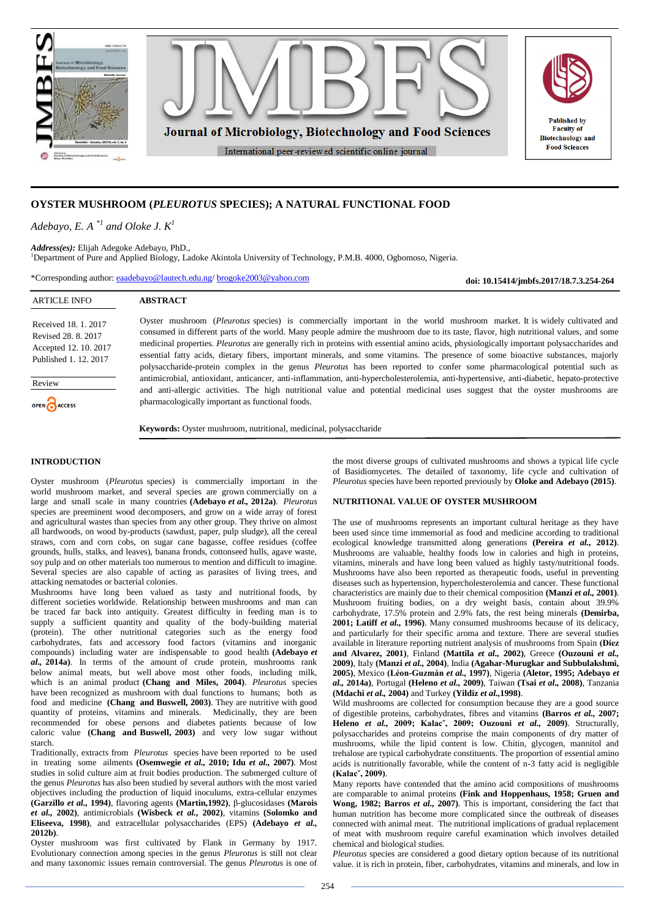# OYSTER MUSHROOM (*PLEUROTUS* SPECIES); A NATURAL FUNCTIONAL FOOD

*Adebayo, E. A* *[1] and Oloke J. K[1]*

***Address(es):*** Elijah Adegoke Adebayo, PhD.,
[1]Department of Pure and Applied Biology, Ladoke Akintola University of Technology, P.M.B. 4000, Ogbomoso, Nigeria.

*Corresponding author: eaadebayo@lautech.edu.ng/ brogoke2003@yahoo.com

**doi: 10.15414/jmbfs.2017/18.7.3.254-264**

| ARTICLE INFO | ABSTRACT |
|---|---|
| Received 18. 1. 2017<br>Revised 28. 8. 2017<br>Accepted 12. 10. 2017<br>Published 1. 12. 2017<br><br>Review | Oyster mushroom (*Pleurotus* species) is commercially important in the world mushroom market. It is widely cultivated and consumed in different parts of the world. Many people admire the mushroom due to its taste, flavor, high nutritional values, and some medicinal properties. *Pleurotus* are generally rich in proteins with essential amino acids, physiologically important polysaccharides and essential fatty acids, dietary fibers, important minerals, and some vitamins. The presence of some bioactive substances, majorly polysaccharide-protein complex in the genus *Pleurotus* has been reported to confer some pharmacological potential such as antimicrobial, antioxidant, anticancer, anti-inflammation, anti-hypercholesterolemia, anti-hypertensive, anti-diabetic, hepato-protective and anti-allergic activities. The high nutritional value and potential medicinal uses suggest that the oyster mushrooms are pharmacologically important as functional foods. |

**Keywords:** Oyster mushroom, nutritional, medicinal, polysaccharide

## INTRODUCTION

Oyster mushroom (*Pleurotus* species) is commercially important in the world mushroom market, and several species are grown commercially on a large and small scale in many countries **(Adebayo *et al.*, 2012a)**. *Pleurotus* species are preeminent wood decomposers, and grow on a wide array of forest and agricultural wastes than species from any other group. They thrive on almost all hardwoods, on wood by-products (sawdust, paper, pulp sludge), all the cereal straws, corn and corn cobs, on sugar cane bagasse, coffee residues (coffee grounds, hulls, stalks, and leaves), banana fronds, cottonseed hulls, agave waste, soy pulp and on other materials too numerous to mention and difficult to imagine. Several species are also capable of acting as parasites of living trees, and attacking nematodes or bacterial colonies.

Mushrooms have long been valued as tasty and nutritional foods, by different societies worldwide. Relationship between mushrooms and man can be traced far back into antiquity. Greatest difficulty in feeding man is to supply a sufficient quantity and quality of the body-building material (protein). The other nutritional categories such as the energy food carbohydrates, fats and accessory food factors (vitamins and inorganic compounds) including water are indispensable to good health **(Adebayo *et al.*, 2014a)**. In terms of the amount of crude protein, mushrooms rank below animal meats, but well above most other foods, including milk, which is an animal product **(Chang and Miles, 2004)**. *Pleurotus* species have been recognized as mushroom with dual functions to humans; both as food and medicine **(Chang and Buswell, 2003)**. They are nutritive with good quantity of proteins, vitamins and minerals. Medicinally, they are been recommended for obese persons and diabetes patients because of low caloric value **(Chang and Buswell, 2003)** and very low sugar without starch.

Traditionally, extracts from *Pleurotus* species have been reported to be used in treating some ailments **(Osemwegie *et al.*, 2010; Idu *et al.*, 2007)**. Most studies in solid culture aim at fruit bodies production. The submerged culture of the genus *Pleurotus* has also been studied by several authors with the most varied objectives including the production of liquid inoculums, extra-cellular enzymes **(Garzillo *et al.*, 1994)**, flavoring agents **(Martin,1992)**, β-glucosidases **(Marois *et al.*, 2002)**, antimicrobials **(Wisbeck *et al.*, 2002)**, vitamins **(Solomko and Eliseeva, 1998)**, and extracellular polysaccharides (EPS) **(Adebayo *et al.*, 2012b)**.

Oyster mushroom was first cultivated by Flank in Germany by 1917. Evolutionary connection among species in the genus *Pleurotus* is still not clear and many taxonomic issues remain controversial. The genus *Pleurotus* is one of the most diverse groups of cultivated mushrooms and shows a typical life cycle of Basidiomycetes. The detailed of taxonomy, life cycle and cultivation of *Pleurotus* species have been reported previously by **Oloke and Adebayo (2015)**.

## NUTRITIONAL VALUE OF OYSTER MUSHROOM

The use of mushrooms represents an important cultural heritage as they have been used since time immemorial as food and medicine according to traditional ecological knowledge transmitted along generations **(Pereira *et al.*, 2012)**. Mushrooms are valuable, healthy foods low in calories and high in proteins, vitamins, minerals and have long been valued as highly tasty/nutritional foods. Mushrooms have also been reported as therapeutic foods, useful in preventing diseases such as hypertension, hypercholesterolemia and cancer. These functional characteristics are mainly due to their chemical composition **(Manzi *et al.*, 2001)**. Mushroom fruiting bodies, on a dry weight basis, contain about 39.9% carbohydrate, 17.5% protein and 2.9% fats, the rest being minerals **(Demirba, 2001; Latiff *et al.*, 1996)**. Many consumed mushrooms because of its delicacy, and particularly for their specific aroma and texture. There are several studies available in literature reporting nutrient analysis of mushrooms from Spain **(Díez and Alvarez, 2001)**, Finland **(Mattila *et al.*, 2002)**, Greece **(Ouzouni *et al.*, 2009)**, Italy **(Manzi *et al.*, 2004)**, India **(Agahar-Murugkar and Subbulakshmi, 2005)**, Mexico **(Léon-Guzmán *et al.*, 1997)**, Nigeria **(Aletor, 1995; Adebayo *et al.*, 2014a)**, Portugal **(Heleno *et al.*, 2009)**, Taiwan **(Tsai *et al.*, 2008)**, Tanzania **(Mdachi *et al.*, 2004)** and Turkey **(Yildiz *et al.*,1998)**.

Wild mushrooms are collected for consumption because they are a good source of digestible proteins, carbohydrates, fibres and vitamins **(Barros *et al.*, 2007; Heleno *et al.*, 2009; Kalacˇ, 2009; Ouzouni *et al.*, 2009)**. Structurally, polysaccharides and proteins comprise the main components of dry matter of mushrooms, while the lipid content is low. Chitin, glycogen, mannitol and trehalose are typical carbohydrate constituents. The proportion of essential amino acids is nutritionally favorable, while the content of n-3 fatty acid is negligible **(Kalacˇ, 2009)**.

Many reports have contended that the amino acid compositions of mushrooms are comparable to animal proteins **(Fink and Hoppenhaus, 1958; Gruen and Wong, 1982; Barros *et al.*, 2007)**. This is important, considering the fact that human nutrition has become more complicated since the outbreak of diseases connected with animal meat. The nutritional implications of gradual replacement of meat with mushroom require careful examination which involves detailed chemical and biological studies.

*Pleurotus* species are considered a good dietary option because of its nutritional value. it is rich in protein, fiber, carbohydrates, vitamins and minerals, and low in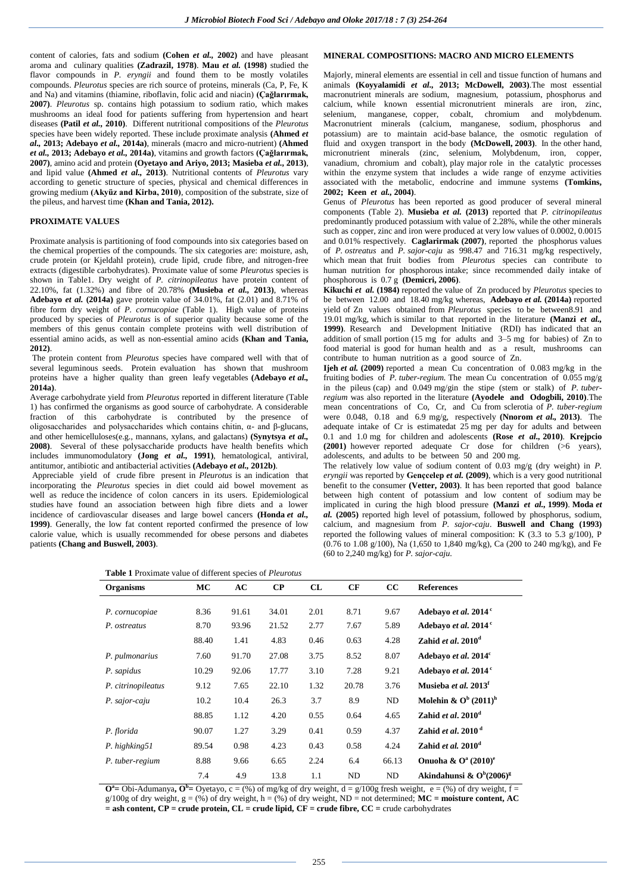content of calories, fats and sodium **(Cohen *et al.,* 2002)** and have pleasant aroma and culinary qualities **(Zadrazil, 1978)**. **Mau *et al.* (1998)** studied the flavor compounds in *P. eryngii* and found them to be mostly volatiles compounds. *Pleurotus* species are rich source of proteins, minerals (Ca, P, Fe, K and Na) and vitamins (thiamine, riboflavin, folic acid and niacin) **(Çağlarırmak, 2007)**. *Pleurotus* sp. contains high potassium to sodium ratio, which makes mushrooms an ideal food for patients suffering from hypertension and heart diseases **(Patil *et al.,* 2010)**. Different nutritional compositions of the *Pleurotus* species have been widely reported. These include proximate analysis **(Ahmed *et al.,* 2013; Adebayo *et al.,* 2014a)**, minerals (macro and micro-nutrient) **(Ahmed *et al.,* 2013; Adebayo *et al.,* 2014a)**, vitamins and growth factors **(Çağlarırmak, 2007)**, amino acid and protein **(Oyetayo and Ariyo, 2013; Masieba *et al.,* 2013)**, and lipid value **(Ahmed *et al.,* 2013)**. Nutritional contents of *Pleurotus* vary according to genetic structure of species, physical and chemical differences in growing medium **(Akyüz and Kirba, 2010)**, composition of the substrate, size of the pileus, and harvest time **(Khan and Tania, 2012).**

## PROXIMATE VALUES

Proximate analysis is partitioning of food compounds into six categories based on the chemical properties of the compounds. The six categories are: moisture, ash, crude protein (or Kjeldahl protein), crude lipid, crude fibre, and nitrogen-free extracts (digestible carbohydrates). Proximate value of some *Pleurotus* species is shown in Table1. Dry weight of *P. citrinopileatus* have protein content of 22.10%, fat (1.32%) and fibre of 20.78% **(Musieba *et al.,* 2013)**, whereas **Adebayo *et al.* (2014a)** gave protein value of 34.01%, fat (2.01) and 8.71% of fibre form dry weight of *P. cornucopiae* (Table 1). High value of proteins produced by species of *Pleurotus* is of superior quality because some of the members of this genus contain complete proteins with well distribution of essential amino acids, as well as non-essential amino acids **(Khan and Tania, 2012)**.

The protein content from *Pleurotus* species have compared well with that of several leguminous seeds. Protein evaluation has shown that mushroom proteins have a higher quality than green leafy vegetables **(Adebayo *et al.,* 2014a)**.

Average carbohydrate yield from *Pleurotus* reported in different literature (Table 1) has confirmed the organisms as good source of carbohydrate. A considerable fraction of this carbohydrate is contributed by the presence of oligosaccharides and polysaccharides which contains chitin, α- and β-glucans, and other hemicelluloses(e.g., mannans, xylans, and galactans) **(Synytsya *et al.,* 2008)**. Several of these polysaccharide products have health benefits which includes immunomodulatory **(Jong *et al.,* 1991)**, hematological, antiviral, antitumor, antibiotic and antibacterial activities **(Adebayo *et al.,* 2012b)**.

Appreciable yield of crude fibre present in *Pleurotus* is an indication that incorporating the *Pleurotus* species in diet could aid bowel movement as well as reduce the incidence of colon cancers in its users. Epidemiological studies have found an association between high fibre diets and a lower incidence of cardiovascular diseases and large bowel cancers **(Honda *et al.,* 1999)**. Generally, the low fat content reported confirmed the presence of low calorie value, which is usually recommended for obese persons and diabetes patients **(Chang and Buswell, 2003)**.

## MINERAL COMPOSITIONS: MACRO AND MICRO ELEMENTS

Majorly, mineral elements are essential in cell and tissue function of humans and animals **(Koyyalamidi *et al.,* 2013; McDowell, 2003)**.The most essential macronutrient minerals are sodium, magnesium, potassium, phosphorus and calcium, while known essential micronutrient minerals are iron, zinc, selenium, manganese, copper, cobalt, chromium and molybdenum. Macronutrient minerals (calcium, manganese, sodium, phosphorus and potassium) are to maintain acid-base balance, the osmotic regulation of fluid and oxygen transport in the body **(McDowell, 2003)**. In the other hand, micronutrient minerals (zinc, selenium, Molybdenum, iron, copper, vanadium, chromium and cobalt), play major role in the catalytic processes within the enzyme system that includes a wide range of enzyme activities associated with the metabolic, endocrine and immune systems **(Tomkins, 2002; Keen *et al.,* 2004)**.

Genus of *Pleurotus* has been reported as good producer of several mineral components (Table 2). **Musieba *et al.* (2013)** reported that *P. citrinopileatus* predominantly produced potassium with value of 2.28%, while the other minerals such as copper, zinc and iron were produced at very low values of 0.0002, 0.0015 and 0.01% respectively. **Caglarirmak (2007)**, reported the phosphorus values of *P. ostreatus* and *P. sajor-caju* as 998.47 and 716.31 mg/kg respectively, which mean that fruit bodies from *Pleurotus* species can contribute to human nutrition for phosphorous intake; since recommended daily intake of phosphorous is 0.7 g **(Demicri, 2006)**.

**Kikuchi *et al.* (1984)** reported the value of Zn produced by *Pleurotus* species to be between 12.00 and 18.40 mg/kg whereas, **Adebayo *et al.* (2014a)** reported yield of Zn values obtained from *Pleurotus* species to be between8.91 and 19.01 mg/kg, which is similar to that reported in the literature **(Manzi *et al.,* 1999)**. Research and Development Initiative (RDI) has indicated that an addition of small portion (15 mg for adults and 3–5 mg for babies) of Zn to food material is good for human health and as a result, mushrooms can contribute to human nutrition as a good source of Zn.

**Ijeh *et al.* (2009)** reported a mean Cu concentration of 0.083 mg/kg in the fruiting bodies of *P. tuber-regium.* The mean Cu concentration of 0.055 mg/g in the pileus (cap) and 0.049 mg/gin the stipe (stem or stalk) of *P. tuber-regium* was also reported in the literature **(Ayodele and Odogbili, 2010)**.The mean concentrations of Co, Cr, and Cu from sclerotia of *P. tuber-regium* were 0.048, 0.18 and 6.9 mg/g, respectively **(Nnorom *et al.,* 2013)**. The adequate intake of Cr is estimatedat 25 mg per day for adults and between 0.1 and 1.0 mg for children and adolescents **(Rose *et al.,* 2010)**. **Krejpcio (2001)** however reported adequate Cr dose for children (>6 years), adolescents, and adults to be between 50 and 200 mg.

The relatively low value of sodium content of 0.03 mg/g (dry weight) in *P. eryngii* was reported by **Gençcelep *et al.* (2009)**, which is a very good nutritional benefit to the consumer **(Vetter, 2003)**. It has been reported that good balance between high content of potassium and low content of sodium may be implicated in curing the high blood pressure **(Manzi *et al.,* 1999)**. **Moda *et al.* (2005)** reported high level of potassium, followed by phosphorus, sodium, calcium, and magnesium from *P. sajor-caju*. **Buswell and Chang (1993)** reported the following values of mineral composition: K (3.3 to 5.3 g/100), P (0.76 to 1.08 g/100), Na (1,650 to 1,840 mg/kg), Ca (200 to 240 mg/kg), and Fe (60 to 2,240 mg/kg) for *P. sajor-caju.*

**Table 1** Proximate value of different species of *Pleurotus*

| Organisms | MC | AC | CP | CL | CF | CC | References |
|---|---|---|---|---|---|---|---|
| *P. cornucopiae* | 8.36 | 91.61 | 34.01 | 2.01 | 8.71 | 9.67 | **Adebayo *et al.* 2014** [c] |
| *P. ostreatus* | 8.70 | 93.96 | 21.52 | 2.77 | 7.67 | 5.89 | **Adebayo *et al.* 2014** [c] |
| | 88.40 | 1.41 | 4.83 | 0.46 | 0.63 | 4.28 | **Zahid *et al*. 2010** [d] |
| *P. pulmonarius* | 7.60 | 91.70 | 27.08 | 3.75 | 8.52 | 8.07 | **Adebayo *et al.* 2014** [c] |
| *P. sapidus* | 10.29 | 92.06 | 17.77 | 3.10 | 7.28 | 9.21 | **Adebayo *et al.* 2014** [c] |
| *P. citrinopileatus* | 9.12 | 7.65 | 22.10 | 1.32 | 20.78 | 3.76 | **Musieba *et al.* 2013** [f] |
| *P. sajor-caju* | 10.2 | 10.4 | 26.3 | 3.7 | 8.9 | ND | **Molehin & O[b] (2011)** [h] |
| | 88.85 | 1.12 | 4.20 | 0.55 | 0.64 | 4.65 | **Zahid *et al*. 2010** [d] |
| *P. florida* | 90.07 | 1.27 | 3.29 | 0.41 | 0.59 | 4.37 | **Zahid *et al.* 2010** [d] |
| *P. highking51* | 89.54 | 0.98 | 4.23 | 0.43 | 0.58 | 4.24 | **Zahid *et al.* 2010** [d] |
| *P. tuber-regium* | 8.88 | 9.66 | 6.65 | 2.24 | 6.4 | 66.13 | **Onuoha & O[a] (2010)** [e] |
| | 7.4 | 4.9 | 13.8 | 1.1 | ND | ND | **Akindahunsi & O[b](2006)** [g] |

**O[a]=** Obi-Adumanya**, O[b]=** Oyetayo, c = (%) of mg/kg of dry weight, d = g/100g fresh weight, e = (%) of dry weight, f = g/100g of dry weight, g = (%) of dry weight, h = (%) of dry weight, ND = not determined; **MC = moisture content, AC = ash content, CP = crude protein, CL = crude lipid, CF = crude fibre, CC =** crude carbohydrates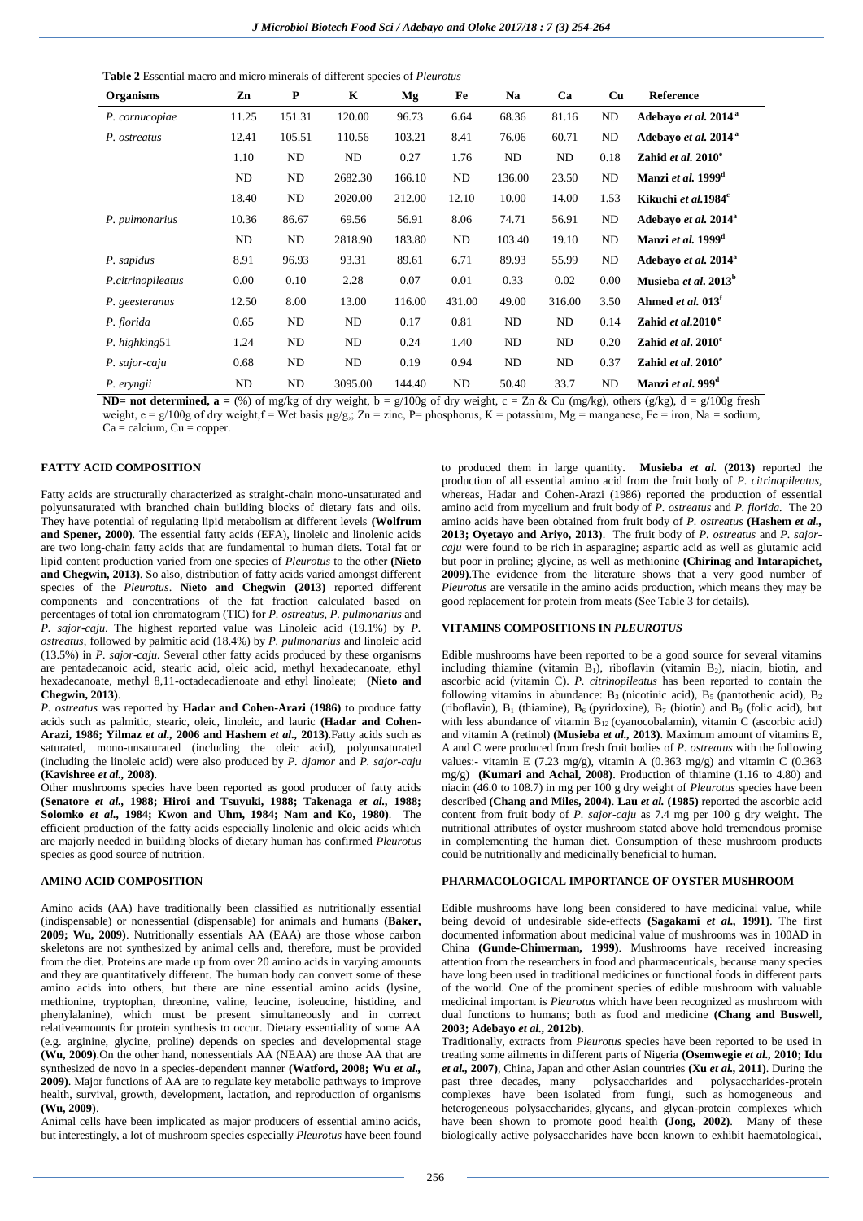**Table 2** Essential macro and micro minerals of different species of *Pleurotus*

| Organisms | Zn | P | K | Mg | Fe | Na | Ca | Cu | Reference |
|---|---|---|---|---|---|---|---|---|---|
| *P. cornucopiae* | 11.25 | 151.31 | 120.00 | 96.73 | 6.64 | 68.36 | 81.16 | ND | **Adebayo *et al.* 2014**[a] |
| *P. ostreatus* | 12.41 | 105.51 | 110.56 | 103.21 | 8.41 | 76.06 | 60.71 | ND | **Adebayo *et al.* 2014**[a] |
| | 1.10 | ND | ND | 0.27 | 1.76 | ND | ND | 0.18 | **Zahid *et al.* 2010**[e] |
| | ND | ND | 2682.30 | 166.10 | ND | 136.00 | 23.50 | ND | **Manzi *et al.* 1999**[d] |
| | 18.40 | ND | 2020.00 | 212.00 | 12.10 | 10.00 | 14.00 | 1.53 | **Kikuchi *et al.*1984**[c] |
| *P. pulmonarius* | 10.36 | 86.67 | 69.56 | 56.91 | 8.06 | 74.71 | 56.91 | ND | **Adebayo *et al.* 2014**[a] |
| | ND | ND | 2818.90 | 183.80 | ND | 103.40 | 19.10 | ND | **Manzi *et al.* 1999**[d] |
| *P. sapidus* | 8.91 | 96.93 | 93.31 | 89.61 | 6.71 | 89.93 | 55.99 | ND | **Adebayo *et al.* 2014**[a] |
| *P.citrinopileatus* | 0.00 | 0.10 | 2.28 | 0.07 | 0.01 | 0.33 | 0.02 | 0.00 | **Musieba *et al.* 2013**[b] |
| *P. geesteranus* | 12.50 | 8.00 | 13.00 | 116.00 | 431.00 | 49.00 | 316.00 | 3.50 | **Ahmed *et al.* 013**[f] |
| *P. florida* | 0.65 | ND | ND | 0.17 | 0.81 | ND | ND | 0.14 | **Zahid *et al.*2010**[e] |
| *P. highking*51 | 1.24 | ND | ND | 0.24 | 1.40 | ND | ND | 0.20 | **Zahid *et al.* 2010**[e] |
| *P. sajor-caju* | 0.68 | ND | ND | 0.19 | 0.94 | ND | ND | 0.37 | **Zahid *et al.* 2010**[e] |
| *P. eryngii* | ND | ND | 3095.00 | 144.40 | ND | 50.40 | 33.7 | ND | **Manzi *et al.* 999**[d] |

**ND= not determined, a =** (%) of mg/kg of dry weight, b = g/100g of dry weight, c = Zn & Cu (mg/kg), others (g/kg), d = g/100g fresh weight, e = g/100g of dry weight,f = Wet basis µg/g,; Zn = zinc, P= phosphorus, K = potassium, Mg = manganese, Fe = iron, Na = sodium, Ca = calcium, Cu = copper.

## FATTY ACID COMPOSITION

Fatty acids are structurally characterized as straight-chain mono-unsaturated and polyunsaturated with branched chain building blocks of dietary fats and oils. They have potential of regulating lipid metabolism at different levels **(Wolfrum and Spener, 2000)**. The essential fatty acids (EFA), linoleic and linolenic acids are two long-chain fatty acids that are fundamental to human diets. Total fat or lipid content production varied from one species of *Pleurotus* to the other **(Nieto and Chegwin, 2013)**. So also, distribution of fatty acids varied amongst different species of the *Pleurotus*. **Nieto and Chegwin (2013)** reported different components and concentrations of the fat fraction calculated based on percentages of total ion chromatogram (TIC) for *P. ostreatus, P. pulmonarius* and *P. sajor-caju.* The highest reported value was Linoleic acid (19.1%) by *P. ostreatus*, followed by palmitic acid (18.4%) by *P. pulmonarius* and linoleic acid (13.5%) in *P. sajor-caju.* Several other fatty acids produced by these organisms are pentadecanoic acid, stearic acid, oleic acid, methyl hexadecanoate, ethyl hexadecanoate, methyl 8,11-octadecadienoate and ethyl linoleate; **(Nieto and Chegwin, 2013)**.

*P. ostreatus* was reported by **Hadar and Cohen-Arazi (1986)** to produce fatty acids such as palmitic, stearic, oleic, linoleic, and lauric **(Hadar and Cohen-Arazi, 1986; Yilmaz *et al.*, 2006 and Hashem *et al.*, 2013)**.Fatty acids such as saturated, mono-unsaturated (including the oleic acid), polyunsaturated (including the linoleic acid) were also produced by *P. djamor* and *P. sajor-caju* **(Kavishree *et al.*, 2008)**.

Other mushrooms species have been reported as good producer of fatty acids **(Senatore *et al.*, 1988; Hiroi and Tsuyuki, 1988; Takenaga *et al.*, 1988; Solomko *et al.*, 1984; Kwon and Uhm, 1984; Nam and Ko, 1980)**. The efficient production of the fatty acids especially linolenic and oleic acids which are majorly needed in building blocks of dietary human has confirmed *Pleurotus* species as good source of nutrition.

## AMINO ACID COMPOSITION

Amino acids (AA) have traditionally been classified as nutritionally essential (indispensable) or nonessential (dispensable) for animals and humans **(Baker, 2009; Wu, 2009)**. Nutritionally essentials AA (EAA) are those whose carbon skeletons are not synthesized by animal cells and, therefore, must be provided from the diet. Proteins are made up from over 20 amino acids in varying amounts and they are quantitatively different. The human body can convert some of these amino acids into others, but there are nine essential amino acids (lysine, methionine, tryptophan, threonine, valine, leucine, isoleucine, histidine, and phenylalanine), which must be present simultaneously and in correct relativeamounts for protein synthesis to occur. Dietary essentiality of some AA (e.g. arginine, glycine, proline) depends on species and developmental stage **(Wu, 2009)**.On the other hand, nonessentials AA (NEAA) are those AA that are synthesized de novo in a species-dependent manner **(Watford, 2008; Wu *et al.*, 2009)**. Major functions of AA are to regulate key metabolic pathways to improve health, survival, growth, development, lactation, and reproduction of organisms **(Wu, 2009)**.

Animal cells have been implicated as major producers of essential amino acids, but interestingly, a lot of mushroom species especially *Pleurotus* have been found to produced them in large quantity. **Musieba *et al.* (2013)** reported the production of all essential amino acid from the fruit body of *P. citrinopileatus,* whereas, Hadar and Cohen-Arazi (1986) reported the production of essential amino acid from mycelium and fruit body of *P. ostreatus* and *P. florida.* The 20 amino acids have been obtained from fruit body of *P. ostreatus* **(Hashem *et al.*, 2013; Oyetayo and Ariyo, 2013)**. The fruit body of *P. ostreatus* and *P. sajor-caju* were found to be rich in asparagine; aspartic acid as well as glutamic acid but poor in proline; glycine, as well as methionine **(Chirinag and Intarapichet, 2009)**.The evidence from the literature shows that a very good number of *Pleurotus* are versatile in the amino acids production, which means they may be good replacement for protein from meats (See Table 3 for details).

## VITAMINS COMPOSITIONS IN *PLEUROTUS*

Edible mushrooms have been reported to be a good source for several vitamins including thiamine (vitamin $B_1$), riboflavin (vitamin $B_2$), niacin, biotin, and ascorbic acid (vitamin C). *P. citrinopileatus* has been reported to contain the following vitamins in abundance: $B_3$ (nicotinic acid), $B_5$ (pantothenic acid), $B_2$ (riboflavin), $B_1$ (thiamine), $B_6$ (pyridoxine), $B_7$ (biotin) and $B_9$ (folic acid), but with less abundance of vitamin $B_{12}$ (cyanocobalamin), vitamin C (ascorbic acid) and vitamin A (retinol) **(Musieba *et al.*, 2013)**. Maximum amount of vitamins E, A and C were produced from fresh fruit bodies of *P. ostreatus* with the following values:- vitamin E (7.23 mg/g), vitamin A (0.363 mg/g) and vitamin C (0.363 mg/g) **(Kumari and Achal, 2008)**. Production of thiamine (1.16 to 4.80) and niacin (46.0 to 108.7) in mg per 100 g dry weight of *Pleurotus* species have been described **(Chang and Miles, 2004)**. **Lau *et al.* (1985)** reported the ascorbic acid content from fruit body of *P. sajor-caju* as 7.4 mg per 100 g dry weight. The nutritional attributes of oyster mushroom stated above hold tremendous promise in complementing the human diet. Consumption of these mushroom products could be nutritionally and medicinally beneficial to human.

## PHARMACOLOGICAL IMPORTANCE OF OYSTER MUSHROOM

Edible mushrooms have long been considered to have medicinal value, while being devoid of undesirable side-effects **(Sagakami *et al.*, 1991)**. The first documented information about medicinal value of mushrooms was in 100AD in China **(Gunde-Chimerman, 1999)**. Mushrooms have received increasing attention from the researchers in food and pharmaceuticals, because many species have long been used in traditional medicines or functional foods in different parts of the world. One of the prominent species of edible mushroom with valuable medicinal important is *Pleurotus* which have been recognized as mushroom with dual functions to humans; both as food and medicine **(Chang and Buswell, 2003; Adebayo *et al.*, 2012b).**

Traditionally, extracts from *Pleurotus* species have been reported to be used in treating some ailments in different parts of Nigeria **(Osemwegie *et al.*, 2010; Idu *et al.*, 2007)**, China, Japan and other Asian countries **(Xu *et al.*, 2011)**. During the past three decades, many polysaccharides and polysaccharides-protein complexes have been isolated from fungi, such as homogeneous and heterogeneous polysaccharides, glycans, and glycan-protein complexes which have been shown to promote good health **(Jong, 2002)**. Many of these biologically active polysaccharides have been known to exhibit haematological,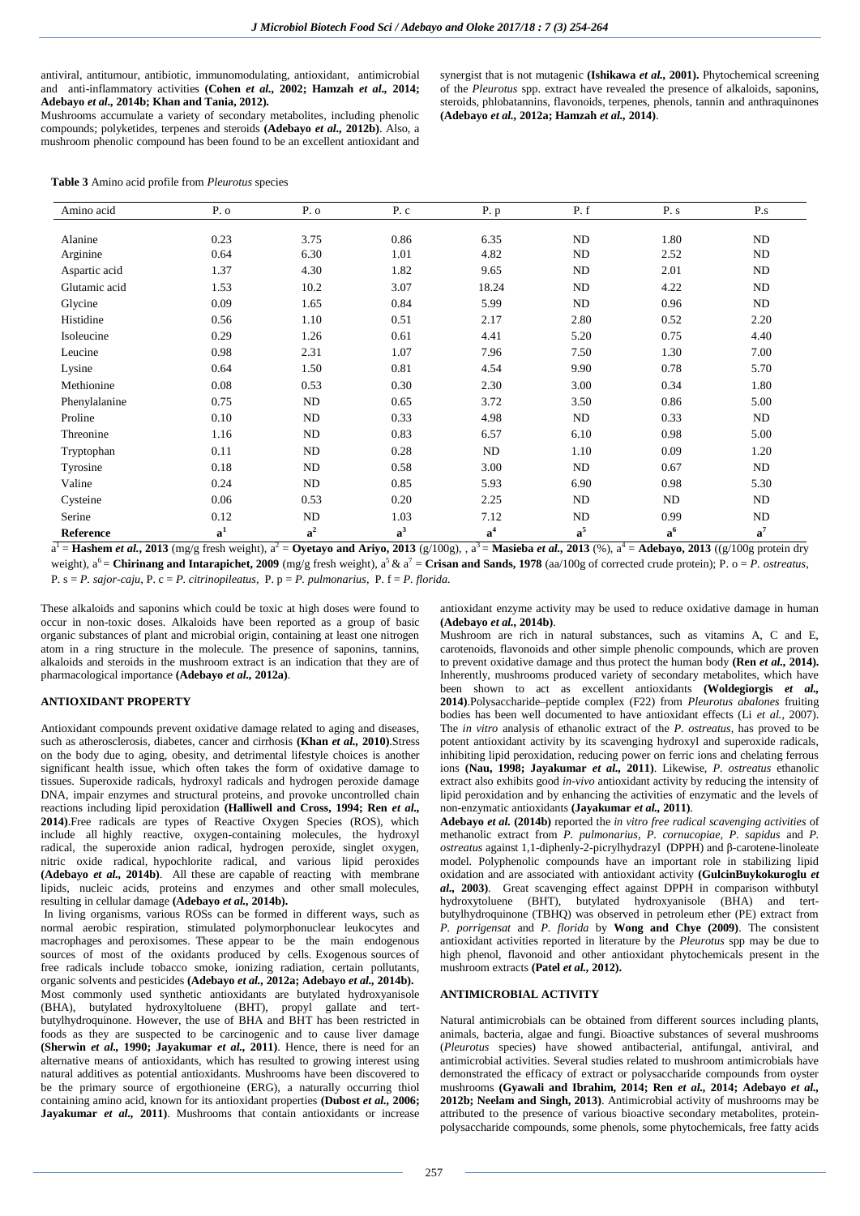antiviral, antitumour, antibiotic, immunomodulating, antioxidant, antimicrobial and anti-inflammatory activities **(Cohen *et al.*, 2002; Hamzah *et al.*, 2014; Adebayo *et al.*, 2014b; Khan and Tania, 2012).**

Mushrooms accumulate a variety of secondary metabolites, including phenolic compounds; polyketides, terpenes and steroids **(Adebayo *et al.*, 2012b)**. Also, a mushroom phenolic compound has been found to be an excellent antioxidant and synergist that is not mutagenic **(Ishikawa *et al.*, 2001).** Phytochemical screening of the *Pleurotus* spp. extract have revealed the presence of alkaloids, saponins, steroids, phlobatannins, flavonoids, terpenes, phenols, tannin and anthraquinones **(Adebayo *et al.*, 2012a; Hamzah *et al.*, 2014)**.

**Table 3** Amino acid profile from *Pleurotus* species

| Amino acid | P. o | P. o | P. c | P. p | P. f | P. s | P.s |
|---|---|---|---|---|---|---|---|
| Alanine | 0.23 | 3.75 | 0.86 | 6.35 | ND | 1.80 | ND |
| Arginine | 0.64 | 6.30 | 1.01 | 4.82 | ND | 2.52 | ND |
| Aspartic acid | 1.37 | 4.30 | 1.82 | 9.65 | ND | 2.01 | ND |
| Glutamic acid | 1.53 | 10.2 | 3.07 | 18.24 | ND | 4.22 | ND |
| Glycine | 0.09 | 1.65 | 0.84 | 5.99 | ND | 0.96 | ND |
| Histidine | 0.56 | 1.10 | 0.51 | 2.17 | 2.80 | 0.52 | 2.20 |
| Isoleucine | 0.29 | 1.26 | 0.61 | 4.41 | 5.20 | 0.75 | 4.40 |
| Leucine | 0.98 | 2.31 | 1.07 | 7.96 | 7.50 | 1.30 | 7.00 |
| Lysine | 0.64 | 1.50 | 0.81 | 4.54 | 9.90 | 0.78 | 5.70 |
| Methionine | 0.08 | 0.53 | 0.30 | 2.30 | 3.00 | 0.34 | 1.80 |
| Phenylalanine | 0.75 | ND | 0.65 | 3.72 | 3.50 | 0.86 | 5.00 |
| Proline | 0.10 | ND | 0.33 | 4.98 | ND | 0.33 | ND |
| Threonine | 1.16 | ND | 0.83 | 6.57 | 6.10 | 0.98 | 5.00 |
| Tryptophan | 0.11 | ND | 0.28 | ND | 1.10 | 0.09 | 1.20 |
| Tyrosine | 0.18 | ND | 0.58 | 3.00 | ND | 0.67 | ND |
| Valine | 0.24 | ND | 0.85 | 5.93 | 6.90 | 0.98 | 5.30 |
| Cysteine | 0.06 | 0.53 | 0.20 | 2.25 | ND | ND | ND |
| Serine | 0.12 | ND | 1.03 | 7.12 | ND | 0.99 | ND |
| **Reference** | $a^1$ | $a^2$ | $a^3$ | $a^4$ | $a^5$ | $a^6$ | $a^7$ |

$a^1$ = **Hashem *et al.*, 2013** (mg/g fresh weight), $a^2$ = **Oyetayo and Ariyo, 2013** (g/100g), , $a^3$ = **Masieba *et al.*, 2013** (%), $a^4$ = **Adebayo, 2013** ((g/100g protein dry weight), $a^6$ = **Chirinang and Intarapichet, 2009** (mg/g fresh weight), $a^5$ & $a^7$ = **Crisan and Sands, 1978** (aa/100g of corrected crude protein); P. o = *P. ostreatus*, P. s = *P. sajor-caju*, P. c = *P. citrinopileatus*, P. p = *P. pulmonarius*, P. f = *P. florida*.

These alkaloids and saponins which could be toxic at high doses were found to occur in non-toxic doses. Alkaloids have been reported as a group of basic organic substances of plant and microbial origin, containing at least one nitrogen atom in a ring structure in the molecule. The presence of saponins, tannins, alkaloids and steroids in the mushroom extract is an indication that they are of pharmacological importance **(Adebayo *et al.*, 2012a)**.

## ANTIOXIDANT PROPERTY

Antioxidant compounds prevent oxidative damage related to aging and diseases, such as atherosclerosis, diabetes, cancer and cirrhosis **(Khan *et al.*, 2010)**.Stress on the body due to aging, obesity, and detrimental lifestyle choices is another significant health issue, which often takes the form of oxidative damage to tissues. Superoxide radicals, hydroxyl radicals and hydrogen peroxide damage DNA, impair enzymes and structural proteins, and provoke uncontrolled chain reactions including lipid peroxidation **(Halliwell and Cross, 1994; Ren *et al.*, 2014)**.Free radicals are types of Reactive Oxygen Species (ROS), which include all highly reactive, oxygen-containing molecules, the hydroxyl radical, the superoxide anion radical, hydrogen peroxide, singlet oxygen, nitric oxide radical, hypochlorite radical, and various lipid peroxides **(Adebayo *et al.*, 2014b)**. All these are capable of reacting with membrane lipids, nucleic acids, proteins and enzymes and other small molecules, resulting in cellular damage **(Adebayo *et al.*, 2014b).**

In living organisms, various ROSs can be formed in different ways, such as normal aerobic respiration, stimulated polymorphonuclear leukocytes and macrophages and peroxisomes. These appear to be the main endogenous sources of most of the oxidants produced by cells. Exogenous sources of free radicals include tobacco smoke, ionizing radiation, certain pollutants, organic solvents and pesticides **(Adebayo *et al.*, 2012a; Adebayo *et al.*, 2014b).**

Most commonly used synthetic antioxidants are butylated hydroxyanisole (BHA), butylated hydroxyltoluene (BHT), propyl gallate and tert-butylhydroquinone. However, the use of BHA and BHT has been restricted in foods as they are suspected to be carcinogenic and to cause liver damage **(Sherwin *et al.*, 1990; Jayakumar *et al.*, 2011)**. Hence, there is need for an alternative means of antioxidants, which has resulted to growing interest using natural additives as potential antioxidants. Mushrooms have been discovered to be the primary source of ergothioneine (ERG), a naturally occurring thiol containing amino acid, known for its antioxidant properties **(Dubost *et al.*, 2006; Jayakumar *et al.*, 2011)**. Mushrooms that contain antioxidants or increase antioxidant enzyme activity may be used to reduce oxidative damage in human **(Adebayo *et al.*, 2014b)**.

Mushroom are rich in natural substances, such as vitamins A, C and E, carotenoids, flavonoids and other simple phenolic compounds, which are proven to prevent oxidative damage and thus protect the human body **(Ren *et al.*, 2014).** Inherently, mushrooms produced variety of secondary metabolites, which have been shown to act as excellent antioxidants **(Woldegiorgis *et al.*, 2014)**.Polysaccharide–peptide complex (F22) from *Pleurotus abalones* fruiting bodies has been well documented to have antioxidant effects (Li *et al.*, 2007). The *in vitro* analysis of ethanolic extract of the *P. ostreatus*, has proved to be potent antioxidant activity by its scavenging hydroxyl and superoxide radicals, inhibiting lipid peroxidation, reducing power on ferric ions and chelating ferrous ions **(Nau, 1998; Jayakumar *et al.*, 2011)**. Likewise, *P. ostreatus* ethanolic extract also exhibits good *in-vivo* antioxidant activity by reducing the intensity of lipid peroxidation and by enhancing the activities of enzymatic and the levels of non-enzymatic antioxidants **(Jayakumar *et al.*, 2011)**.

**Adebayo *et al.* (2014b)** reported the *in vitro free radical scavenging activities* of methanolic extract from *P. pulmonarius*, *P. cornucopiae*, *P. sapidus* and *P. ostreatus* against 1,1-diphenly-2-picrylhydrazyl (DPPH) and β-carotene-linoleate model. Polyphenolic compounds have an important role in stabilizing lipid oxidation and are associated with antioxidant activity **(GulcinBuykokuroglu *et al.*, 2003)**. Great scavenging effect against DPPH in comparison withbutyl hydroxytoluene (BHT), butylated hydroxyanisole (BHA) and tert-butylhydroquinone (TBHQ) was observed in petroleum ether (PE) extract from *P. porrigensat* and *P. florida* by **Wong and Chye (2009)**. The consistent antioxidant activities reported in literature by the *Pleurotus* spp may be due to high phenol, flavonoid and other antioxidant phytochemicals present in the mushroom extracts **(Patel *et al.*, 2012).**

## ANTIMICROBIAL ACTIVITY

Natural antimicrobials can be obtained from different sources including plants, animals, bacteria, algae and fungi. Bioactive substances of several mushrooms (*Pleurotus* species) have showed antibacterial, antifungal, antiviral, and antimicrobial activities. Several studies related to mushroom antimicrobials have demonstrated the efficacy of extract or polysaccharide compounds from oyster mushrooms **(Gyawali and Ibrahim, 2014; Ren *et al.*, 2014; Adebayo *et al.*, 2012b; Neelam and Singh, 2013)**. Antimicrobial activity of mushrooms may be attributed to the presence of various bioactive secondary metabolites, protein-polysaccharide compounds, some phenols, some phytochemicals, free fatty acids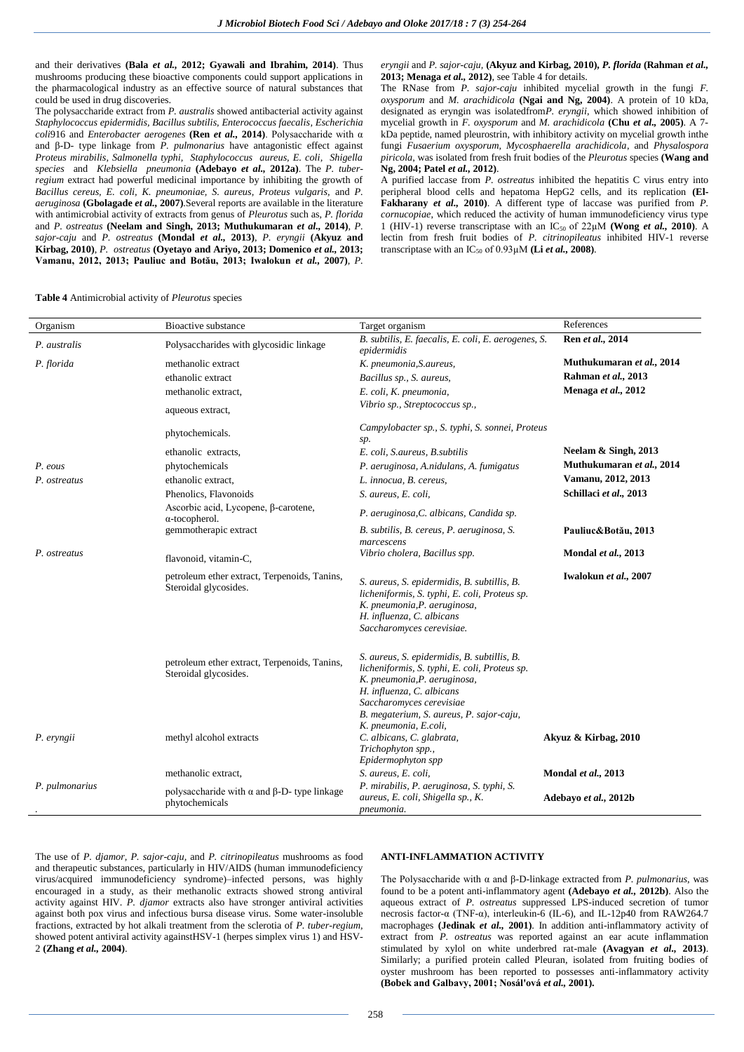and their derivatives **(Bala *et al.*, 2012; Gyawali and Ibrahim, 2014)**. Thus mushrooms producing these bioactive components could support applications in the pharmacological industry as an effective source of natural substances that could be used in drug discoveries.

The polysaccharide extract from *P. australis* showed antibacterial activity against *Staphylococcus epidermidis, Bacillus subtilis, Enterococcus faecalis, Escherichia coli*916 and *Enterobacter aerogenes* **(Ren *et al.*, 2014)**. Polysaccharide with α and β-D- type linkage from *P. pulmonarius* have antagonistic effect against *Proteus mirabilis, Salmonella typhi, Staphylococcus aureus, E. coli, Shigella species* and *Klebsiella pneumonia* **(Adebayo *et al.*, 2012a)**. The *P. tuber-regium* extract had powerful medicinal importance by inhibiting the growth of *Bacillus cereus, E. coli, K. pneumoniae, S. aureus, Proteus vulgaris,* and *P. aeruginosa* **(Gbolagade *et al.*, 2007)**.Several reports are available in the literature with antimicrobial activity of extracts from genus of *Pleurotus* such as, *P. florida* and *P. ostreatus* **(Neelam and Singh, 2013; Muthukumaran *et al.*, 2014)**, *P. sajor-caju* and *P. ostreatus* **(Mondal *et al.*, 2013)**, *P. eryngii* **(Akyuz and Kirbag, 2010)**, *P. ostreatus* **(Oyetayo and Ariyo, 2013; Domenico *et al.*, 2013; Vamanu, 2012, 2013; Pauliuc and Botău, 2013; Iwalokun *et al.*, 2007)**, *P. eryngii* and *P. sajor-caju*, **(Akyuz and Kirbag, 2010), *P. florida* (Rahman *et al.*, 2013; Menaga *et al.*, 2012)**, see Table 4 for details.

The RNase from *P. sajor-caju* inhibited mycelial growth in the fungi *F. oxysporum* and *M. arachidicola* **(Ngai and Ng, 2004)**. A protein of 10 kDa, designated as eryngin was isolatedfrom*P. eryngii*, which showed inhibition of mycelial growth in *F. oxysporum* and *M. arachidicola* **(Chu *et al.*, 2005)**. A 7-kDa peptide, named pleurostrin, with inhibitory activity on mycelial growth inthe fungi *Fusaerium oxysporum, Mycosphaerella arachidicola,* and *Physalospora piricola,* was isolated from fresh fruit bodies of the *Pleurotus* species **(Wang and Ng, 2004; Patel *et al.*, 2012)**.

A purified laccase from *P. ostreatus* inhibited the hepatitis C virus entry into peripheral blood cells and hepatoma HepG2 cells, and its replication **(El-Fakharany *et al.*, 2010)**. A different type of laccase was purified from *P. cornucopiae*, which reduced the activity of human immunodeficiency virus type 1 (HIV-1) reverse transcriptase with an $IC_{50}$ of 22μM **(Wong *et al.*, 2010)**. A lectin from fresh fruit bodies of *P. citrinopileatus* inhibited HIV-1 reverse transcriptase with an $IC_{50}$ of 0.93μM **(Li *et al.*, 2008)**.

**Table 4** Antimicrobial activity of *Pleurotus* species

| Organism | Bioactive substance | Target organism | References |
|---|---|---|---|
| *P. australis* | Polysaccharides with glycosidic linkage | *B. subtilis, E. faecalis, E. coli, E. aerogenes, S. epidermidis* | **Ren *et al.*, 2014** |
| *P. florida* | methanolic extract | *K. pneumonia,S.aureus,* | **Muthukumaran *et al.*, 2014** |
| | ethanolic extract | *Bacillus sp., S. aureus,* | **Rahman *et al.*, 2013** |
| | methanolic extract, | *E. coli, K. pneumonia,* | **Menaga *et al.*, 2012** |
| | aqueous extract, | *Vibrio sp., Streptococcus sp.,* | |
| | phytochemicals. | *Campylobacter sp., S. typhi, S. sonnei, Proteus sp.* | |
| | ethanolic extracts, | *E. coli, S.aureus, B.subtilis* | **Neelam & Singh, 2013** |
| *P. eous* | phytochemicals | *P. aeruginosa, A.nidulans, A. fumigatus* | **Muthukumaran *et al.*, 2014** |
| *P. ostreatus* | ethanolic extract, | *L. innocua, B. cereus,* | **Vamanu, 2012, 2013** |
| | Phenolics, Flavonoids | *S. aureus, E. coli,* | **Schillaci *et al.*, 2013** |
| | Ascorbic acid, Lycopene, β-carotene, α-tocopherol. | *P. aeruginosa,C. albicans, Candida sp.* | |
| | gemmotherapic extract | *B. subtilis, B. cereus, P. aeruginosa, S. marcescens* | **Pauliuc&Botău, 2013** |
| *P. ostreatus* | flavonoid, vitamin-C, | *Vibrio cholera, Bacillus spp.* | **Mondal *et al.*, 2013** |
| | petroleum ether extract, Terpenoids, Tanins, Steroidal glycosides. | *S. aureus, S. epidermidis, B. subtillis, B. licheniformis, S. typhi, E. coli, Proteus sp. K. pneumonia,P. aeruginosa, H. influenza, C. albicans Saccharomyces cerevisiae.* | **Iwalokun *et al.*, 2007** |
| | petroleum ether extract, Terpenoids, Tanins, Steroidal glycosides. | *S. aureus, S. epidermidis, B. subtillis, B. licheniformis, S. typhi, E. coli, Proteus sp. K. pneumonia,P. aeruginosa, H. influenza, C. albicans Saccharomyces cerevisiae B. megaterium, S. aureus, P. sajor-caju, K. pneumonia, E.coli,* | |
| *P. eryngii* | methyl alcohol extracts | *C. albicans, C. glabrata, Trichophyton spp., Epidermophyton spp* | **Akyuz & Kirbag, 2010** |
| | methanolic extract, | *S. aureus, E. coli,* | **Mondal *et al.*, 2013** |
| *P. pulmonarius* | polysaccharide with α and β-D- type linkage phytochemicals | *P. mirabilis, P. aeruginosa, S. typhi, S. aureus, E. coli, Shigella sp., K. pneumonia.* | **Adebayo *et al.*, 2012b** |

The use of *P. djamor, P. sajor-caju,* and *P. citrinopileatus* mushrooms as food and therapeutic substances, particularly in HIV/AIDS (human immunodeficiency virus/acquired immunodeficiency syndrome)–infected persons, was highly encouraged in a study, as their methanolic extracts showed strong antiviral activity against HIV. *P. djamor* extracts also have stronger antiviral activities against both pox virus and infectious bursa disease virus. Some water-insoluble fractions, extracted by hot alkali treatment from the sclerotia of *P. tuber-regium,* showed potent antiviral activity againstHSV-1 (herpes simplex virus 1) and HSV-2 **(Zhang *et al.*, 2004)**.

## ANTI-INFLAMMATION ACTIVITY

The Polysaccharide with α and β-D-linkage extracted from *P. pulmonarius*, was found to be a potent anti-inflammatory agent **(Adebayo *et al.*, 2012b)**. Also the aqueous extract of *P. ostreatus* suppressed LPS-induced secretion of tumor necrosis factor-α (TNF-α), interleukin-6 (IL-6), and IL-12p40 from RAW264.7 macrophages **(Jedinak *et al.*, 2001)**. In addition anti-inflammatory activity of extract from *P. ostreatus* was reported against an ear acute inflammation stimulated by xylol on white underbred rat-male **(Avagyan *et al.*, 2013)**. Similarly; a purified protein called Pleuran, isolated from fruiting bodies of oyster mushroom has been reported to possesses anti-inflammatory activity **(Bobek and Galbavy, 2001; Nosál'ová *et al.*, 2001).**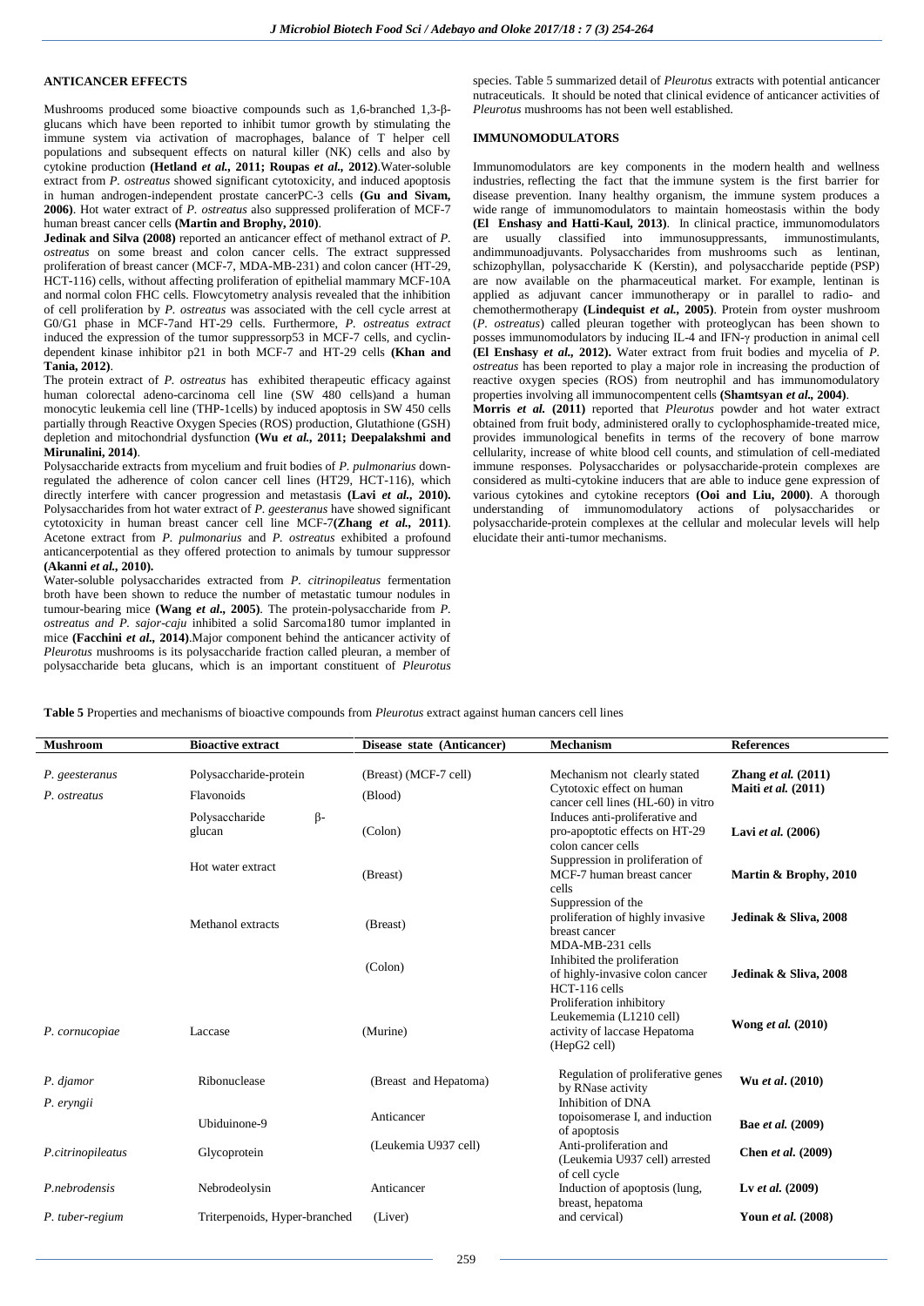## ANTICANCER EFFECTS

Mushrooms produced some bioactive compounds such as 1,6-branched 1,3-β-glucans which have been reported to inhibit tumor growth by stimulating the immune system via activation of macrophages, balance of T helper cell populations and subsequent effects on natural killer (NK) cells and also by cytokine production **(Hetland *et al.*, 2011; Roupas *et al.*, 2012)**.Water-soluble extract from *P. ostreatus* showed significant cytotoxicity, and induced apoptosis in human androgen-independent prostate cancerPC-3 cells **(Gu and Sivam, 2006)**. Hot water extract of *P. ostreatus* also suppressed proliferation of MCF-7 human breast cancer cells **(Martin and Brophy, 2010)**.

**Jedinak and Silva (2008)** reported an anticancer effect of methanol extract of *P. ostreatus* on some breast and colon cancer cells. The extract suppressed proliferation of breast cancer (MCF-7, MDA-MB-231) and colon cancer (HT-29, HCT-116) cells, without affecting proliferation of epithelial mammary MCF-10A and normal colon FHC cells. Flowcytometry analysis revealed that the inhibition of cell proliferation by *P. ostreatus* was associated with the cell cycle arrest at G0/G1 phase in MCF-7and HT-29 cells. Furthermore, *P. ostreatus extract* induced the expression of the tumor suppressorp53 in MCF-7 cells, and cyclin-dependent kinase inhibitor p21 in both MCF-7 and HT-29 cells **(Khan and Tania, 2012)**.

The protein extract of *P. ostreatus* has exhibited therapeutic efficacy against human colorectal adeno-carcinoma cell line (SW 480 cells)and a human monocytic leukemia cell line (THP-1cells) by induced apoptosis in SW 450 cells partially through Reactive Oxygen Species (ROS) production, Glutathione (GSH) depletion and mitochondrial dysfunction **(Wu *et al.*, 2011; Deepalakshmi and Mirunalini, 2014)**.

Polysaccharide extracts from mycelium and fruit bodies of *P. pulmonarius* down-regulated the adherence of colon cancer cell lines (HT29, HCT-116), which directly interfere with cancer progression and metastasis **(Lavi *et al.*, 2010).** Polysaccharides from hot water extract of *P. geesteranus* have showed significant cytotoxicity in human breast cancer cell line MCF-7**(Zhang *et al.*, 2011)**. Acetone extract from *P. pulmonarius* and *P. ostreatus* exhibited a profound anticancerpotential as they offered protection to animals by tumour suppressor **(Akanni *et al.*, 2010).**

Water-soluble polysaccharides extracted from *P. citrinopileatus* fermentation broth have been shown to reduce the number of metastatic tumour nodules in tumour-bearing mice **(Wang *et al.*, 2005)**. The protein-polysaccharide from *P. ostreatus and P. sajor-caju* inhibited a solid Sarcoma180 tumor implanted in mice **(Facchini *et al.*, 2014)**.Major component behind the anticancer activity of *Pleurotus* mushrooms is its polysaccharide fraction called pleuran, a member of polysaccharide beta glucans, which is an important constituent of *Pleurotus* species. Table 5 summarized detail of *Pleurotus* extracts with potential anticancer nutraceuticals. It should be noted that clinical evidence of anticancer activities of *Pleurotus* mushrooms has not been well established.

## IMMUNOMODULATORS

Immunomodulators are key components in the modern health and wellness industries, reflecting the fact that the immune system is the first barrier for disease prevention. Inany healthy organism, the immune system produces a wide range of immunomodulators to maintain homeostasis within the body **(El Enshasy and Hatti-Kaul, 2013)**. In clinical practice, immunomodulators are usually classified into immunosuppressants, immunostimulants, andimmunoadjuvants. Polysaccharides from mushrooms such as lentinan, schizophyllan, polysaccharide K (Kerstin), and polysaccharide peptide (PSP) are now available on the pharmaceutical market. For example, lentinan is applied as adjuvant cancer immunotherapy or in parallel to radio- and chemothermotherapy **(Lindequist *et al.*, 2005)**. Protein from oyster mushroom (*P. ostreatus*) called pleuran together with proteoglycan has been shown to posses immunomodulators by inducing IL-4 and IFN-γ production in animal cell **(El Enshasy *et al.*, 2012).** Water extract from fruit bodies and mycelia of *P. ostreatus* has been reported to play a major role in increasing the production of reactive oxygen species (ROS) from neutrophil and has immunomodulatory properties involving all immunocompetent cells **(Shamtsyan *et al.*, 2004)**.

**Morris *et al.* (2011)** reported that *Pleurotus* powder and hot water extract obtained from fruit body, administered orally to cyclophosphamide-treated mice, provides immunological benefits in terms of the recovery of bone marrow cellularity, increase of white blood cell counts, and stimulation of cell-mediated immune responses. Polysaccharides or polysaccharide-protein complexes are considered as multi-cytokine inducers that are able to induce gene expression of various cytokines and cytokine receptors **(Ooi and Liu, 2000)**. A thorough understanding of immunomodulatory actions of polysaccharides or polysaccharide-protein complexes at the cellular and molecular levels will help elucidate their anti-tumor mechanisms.

**Table 5** Properties and mechanisms of bioactive compounds from *Pleurotus* extract against human cancers cell lines

| Mushroom | Bioactive extract | Disease state (Anticancer) | Mechanism | References |
|---|---|---|---|---|
| *P. geesteranus* | Polysaccharide-protein | (Breast) (MCF-7 cell) | Mechanism not clearly stated | **Zhang *et al.* (2011)** |
| *P. ostreatus* | Flavonoids | (Blood) | Cytotoxic effect on human cancer cell lines (HL-60) in vitro | **Maiti *et al.* (2011)** |
| | Polysaccharide β-glucan | (Colon) | Induces anti-proliferative and pro-apoptotic effects on HT-29 colon cancer cells | **Lavi *et al.* (2006)** |
| | Hot water extract | (Breast) | Suppression in proliferation of MCF-7 human breast cancer cells | **Martin & Brophy, 2010** |
| | Methanol extracts | (Breast) | Suppression of the proliferation of highly invasive breast cancer MDA-MB-231 cells | **Jedinak & Sliva, 2008** |
| | | (Colon) | Inhibited the proliferation of highly-invasive colon cancer HCT-116 cells | **Jedinak & Sliva, 2008** |
| *P. cornucopiae* | Laccase | (Murine) | Proliferation inhibitory Leukemenia (L1210 cell) activity of laccase Hepatoma (HepG2 cell) | **Wong *et al.* (2010)** |
| *P. djamor* | Ribonuclease | (Breast and Hepatoma) | Regulation of proliferative genes by RNase activity | **Wu *et al*. (2010)** |
| *P. eryngii* | Ubiduinone-9 | Anticancer | Inhibition of DNA topoisomerase I, and induction of apoptosis | **Bae *et al.* (2009)** |
| *P.citrinopileatus* | Glycoprotein | (Leukemia U937 cell) | Anti-proliferation and (Leukemia U937 cell) arrested of cell cycle | **Chen *et al.* (2009)** |
| *P.nebrodensis* | Nebrodeolysin | Anticancer | Induction of apoptosis (lung, breast, hepatoma and cervical) | **Lv *et al.* (2009)** |
| *P. tuber-regium* | Triterpenoids, Hyper-branched | (Liver) | | **Youn *et al.* (2008)** |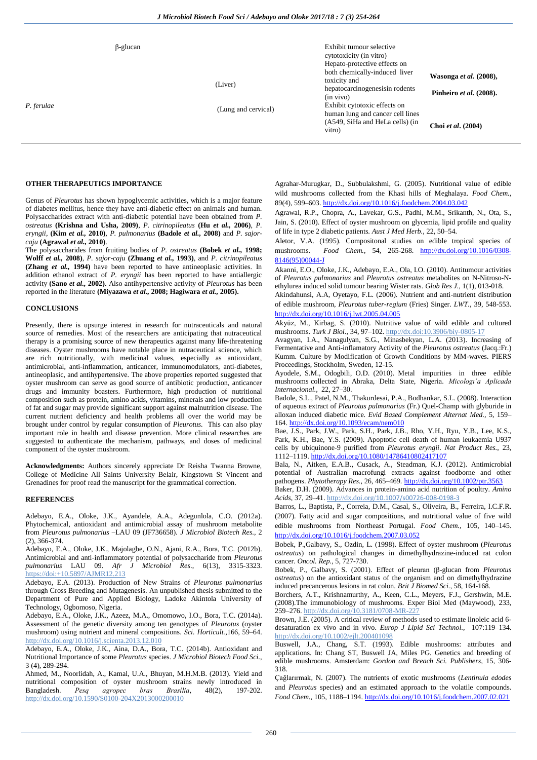| | | | |
|---|---|---|---|
| | β-glucan | Exhibit tumour selective cytotoxicity (in vitro) | |
| | (Liver) | Hepato-protective effects on both chemically-induced liver toxicity and hepatocarcinogenesisin rodents (in vivo) | **Wasonga *et al.* (2008), Pinheiro *et al.* (2008).** |
| *P. ferulae* | (Lung and cervical) | Exhibit cytotoxic effects on human lung and cancer cell lines (A549, SiHa and HeLa cells) (in vitro) | **Choi *et al*. (2004)** |

## OTHER THERAPEUTICS IMPORTANCE

Genus of *Pleurotus* has shown hypoglycemic activities, which is a major feature of diabetes mellitus, hence they have anti-diabetic effect on animals and human. Polysaccharides extract with anti-diabetic potential have been obtained from *P. ostreatus* **(Krishna and Usha, 2009)**, *P. citrinopileatus* **(Hu *et al.,* 2006)**, *P. eryngii*, **(Kim *et al.,* 2010)**, *P. pulmonarius* **(Badole *et al.,* 2008)** and *P. sajor-caju* **(Agrawal *et al.,* 2010)**.

The polysaccharides from fruiting bodies of *P. ostreatus* **(Bobek *et al.,* 1998; Wolff *et al.,* 2008)**, *P. sajor-caju* **(Zhuang *et al.,* 1993)**, and *P. citrinopileatus* **(Zhang *et al.,* 1994)** have been reported to have antineoplasic activities. In addition ethanol extract of *P. eryngii* has been reported to have antiallergic activity **(Sano *et al.,* 2002)**. Also antihypertensive activity of *Pleurotus* has been reported in the literature **(Miyazawa *et al.,* 2008; Hagiwara *et al.,* 2005).**

## CONCLUSIONS

Presently, there is upsurge interest in research for nutraceuticals and natural source of remedies. Most of the researchers are anticipating that nutraceutical therapy is a promising source of new therapeutics against many life-threatening diseases. Oyster mushrooms have notable place in nutraceutical science, which are rich nutritionally, with medicinal values, especially as antioxidant, antimicrobial, anti-inflammation, anticancer, immunomodulators, anti-diabetes, antineoplastic, and antihypertensive. The above properties reported suggested that oyster mushroom can serve as good source of antibiotic production, anticancer drugs and immunity boasters. Furthermore, high production of nutritional composition such as protein, amino acids, vitamins, minerals and low production of fat and sugar may provide significant support against malnutrition disease. The current nutrient deficiency and health problems all over the world may be brought under control by regular consumption of *Pleurotus*. This can also play important role in health and disease prevention. More clinical researches are suggested to authenticate the mechanism, pathways, and doses of medicinal component of the oyster mushroom.

**Acknowledgments:** Authors sincerely appreciate Dr Reisha Twanna Browne, College of Medicine All Saints University Belair, Kingstown St Vincent and Grenadines for proof read the manuscript for the grammatical correction.

## REFERENCES

Adebayo, E.A., Oloke, J.K., Ayandele, A.A., Adegunlola, C.O. (2012a). Phytochemical, antioxidant and antimicrobial assay of mushroom metabolite from *Pleurotus pulmonarius* –LAU 09 (JF736658). *J Microbiol Biotech Res.*, 2 (2), 366-374.

Adebayo, E.A., Oloke, J.K., Majolagbe, O.N., Ajani, R.A., Bora, T.C. (2012b). Antimicrobial and anti-inflammatory potential of polysaccharide from *Pleurotus pulmonarius* LAU 09. *Afr J Microbiol Res.*, 6(13), 3315-3323. https://doi:+10.5897/AJMR12.213

Adebayo, E.A. (2013). Production of New Strains of *Pleurotus pulmonarius* through Cross Breeding and Mutagenesis. An unpublished thesis submitted to the Department of Pure and Applied Biology, Ladoke Akintola University of Technology, Ogbomoso, Nigeria.

Adebayo, E.A., Oloke, J.K., Azeez, M.A., Omomowo, I.O., Bora, T.C. (2014a). Assessment of the genetic diversity among ten genotypes of *Pleurotus* (oyster mushroom) using nutrient and mineral compositions. *Sci. Horticult.*,166, 59–64. http://dx.doi.org/10.1016/j.scienta.2013.12.010

Adebayo, E.A., Oloke, J.K., Aina, D.A., Bora, T.C. (2014b). Antioxidant and Nutritional Importance of some *Pleurotus* species. *J Microbiol Biotech Food Sci.*, 3 (4), 289-294.

Ahmed, M., Noorlidah, A., Kamal, U.A., Bhuyan, M.H.M.B. (2013). Yield and nutritional composition of oyster mushroom strains newly introduced in Bangladesh. *Pesq agropec bras Brasília*, 48(2), 197-202. http://dx.doi.org/10.1590/S0100-204X2013000200010

Agrahar-Murugkar, D., Subbulakshmi, G. (2005). Nutritional value of edible wild mushrooms collected from the Khasi hills of Meghalaya. *Food Chem.*, 89(4), 599–603. http://dx.doi.org/10.1016/j.foodchem.2004.03.042

Agrawal, R.P., Chopra, A., Lavekar, G.S., Padhi, M.M., Srikanth, N., Ota, S., Jain, S. (2010). Effect of oyster mushroom on glycemia, lipid profile and quality of life in type 2 diabetic patients. *Aust J Med Herb.*, 22, 50–54.

Aletor, V.A. (1995). Compositonal studies on edible tropical species of mushrooms. *Food Chem.*, 54, 265-268. http://dx.doi.org/10.1016/0308-8146(95)00044-J

Akanni, E.O., Oloke, J.K., Adebayo, E.A., Ola, I.O. (2010). Antitumour activities of *Pleurotus pulmonarius* and *Pleurotus ostreatus* metabolites on N-Nitroso-N-ethylurea induced solid tumour bearing Wister rats. *Glob Res J.*, 1(1), 013-018.

Akindahunsi, A.A, Oyetayo, F.L. (2006). Nutrient and anti-nutrient distribution of edible mushroom, *Pleurotus tuber-regium* (Fries) Singer. *LWT.*, 39, 548-553. http://dx.doi.org/10.1016/j.lwt.2005.04.005

Akyüz, M., Kirbag, S. (2010). Nutritive value of wild edible and cultured mushrooms. *Turk J Biol.*, 34, 97–102. http://dx.doi:10.3906/biy-0805-17

Avagyan, I.A., Nanagulyan, S.G., Minasbekyan, L.A. (2013). Increasing of Fermentative and Anti-inflamatory Activity of the *Pleurotus ostreatus* (Jacq.:Fr.) Kumm. Culture by Modification of Growth Conditions by MM-waves. PIERS Proceedings, Stockholm, Sweden, 12-15.

Ayodele, S.M., Odogbili, O.D. (2010). Metal impurities in three edible mushrooms collected in Abraka, Delta State, Nigeria. *Micologı´a Aplicada Internacional.*, 22, 27–30.

Badole, S.L., Patel, N.M., Thakurdesai, P.A., Bodhankar, S.L. (2008). Interaction of aqueous extract of *Pleurotus pulmonarius* (Fr.) Quel-Champ with glyburide in alloxan induced diabetic mice. *Evid Based Complement Alternat Med.*, 5, 159–164. http://dx.doi.org/10.1093/ecam/nem010

Bae, J.S., Park, J.W., Park, S.H., Park, J.B., Rho, Y.H., Ryu, Y.B., Lee, K.S., Park, K.H., Bae, Y.S. (2009). Apoptotic cell death of human leukaemia U937 cells by ubiquinone-9 purified from *Pleurotus eryngii*. *Nat Product Res.*, 23, 1112–1119. http://dx.doi.org/10.1080/14786410802417107

Bala, N., Aitken, E.A.B., Cusack, A., Steadman, K.J. (2012). Antimicrobial potential of Australian macrofungi extracts against foodborne and other pathogens. *Phytotherapy Res.*, 26, 465–469. http://dx.doi.org/10.1002/ptr.3563

Baker, D.H. (2009). Advances in protein-amino acid nutrition of poultry. *Amino Acids*, 37, 29–41. http://dx.doi.org/10.1007/s00726-008-0198-3

Barros, L., Baptista, P., Correia, D.M., Casal, S., Oliveira, B., Ferreira, I.C.F.R. (2007). Fatty acid and sugar compositions, and nutritional value of five wild edible mushrooms from Northeast Portugal. *Food Chem.*, 105, 140–145. http://dx.doi.org/10.1016/j.foodchem.2007.03.052

Bobek, P.,Galbavy, S., Ozdin, L. (1998). Effect of oyster mushroom (*Pleurotus ostreatus*) on pathological changes in dimethylhydrazine-induced rat colon cancer. *Oncol. Rep.*, 5, 727-730.

Bobek, P., Galbavy, S. (2001). Effect of pleuran (β-glucan from *Pleurotus ostreatus*) on the antioxidant status of the organism and on dimethylhydrazine induced precancerous lesions in rat colon. *Brit J Biomed Sci.*, 58, 164-168.

Borchers, A.T., Krishnamurthy, A., Keen, C.L., Meyers, F.J., Gershwin, M.E. (2008).The immunobiology of mushrooms. Exper Biol Med (Maywood), 233, 259–276. http://dx.doi.org/10.3181/0708-MR-227

Brown, J.E. (2005). A critical review of methods used to estimate linoleic acid 6-desaturation ex vivo and in vivo. *Europ J Lipid Sci Technol.*, 107:119–134. http://dx.doi.org/10.1002/ejlt.200401098

Buswell, J.A., Chang, S.T. (1993). Edible mushrooms: attributes and applications. In: Chang ST, Buswell JA, Miles PG. Genetics and breeding of edible mushrooms. Amsterdam: *Gordon and Breach Sci. Publishers*, 15, 306-318.

Çağlarırmak, N. (2007). The nutrients of exotic mushrooms (*Lentinula edodes* and *Pleurotus* species) and an estimated approach to the volatile compounds. *Food Chem.*, 105, 1188–1194. http://dx.doi.org/10.1016/j.foodchem.2007.02.021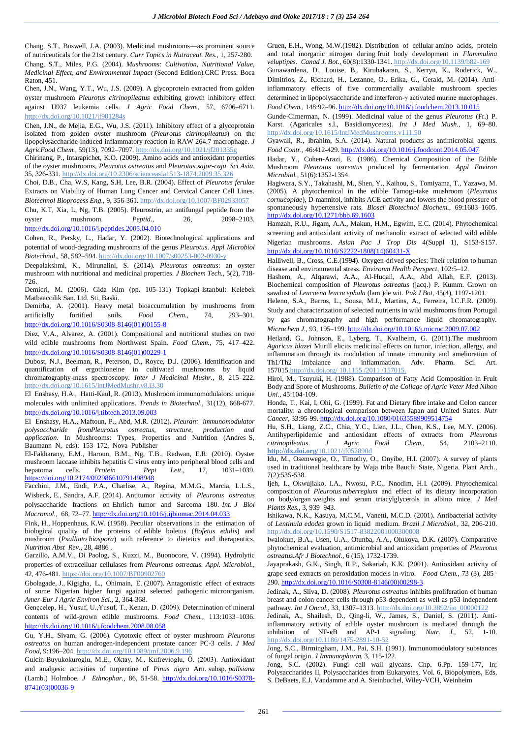Chang, S.T., Buswell, J.A. (2003). Medicinal mushrooms—as prominent source of nutriceuticals for the 21st century. *Curr Topics in Nutraceut. Res.*, 1, 257-280.

Chang, S.T., Miles, P.G. (2004). *Mushrooms: Cultivation, Nutritional Value, Medicinal Effect, and Environmental Impact* (Second Edition).CRC Press. Boca Raton, 451.

Chen, J.N., Wang, Y.T., Wu, J.S. (2009). A glycoprotein extracted from golden oyster mushroom *Pleurotus citrinopileatus* exhibiting growth inhibitory effect against U937 leukemia cells. *J Agric Food Chem.*, 57, 6706–6711. http://dx.doi.org/10.1021/jf901284s

Chen, J.N., de Mejia, E.G., Wu, J.S. (2011). Inhibitory effect of a glycoprotein isolated from golden oyster mushroom (*Pleurotus citrinopileatus*) on the lipopolysaccharide-induced inflammatory reaction in RAW 264.7 macrophage. *J AgricFood Chem.*, 59(13), 7092–7097. http://dx.doi.org/10.1021/jf201335g

Chirinang, P., Intarapichet, K.O. (2009). Amino acids and antioxidant properties of the oyster mushrooms, *Pleurotus ostreatus* and *Pleurotus sajor-caju*. *Sci Asia*, 35, 326-331. http://dx.doi.org/10.2306/scienceasia1513-1874.2009.35.326

Choi, D.B., Cha, W.S, Kang, S.H, Lee, B.R. (2004). Effect of *Pleurotus ferulae* Extracts on Viability of Human Lung Cancer and Cervical Cancer Cell Lines. *Biotechnol Bioprocess Eng.*, 9, 356-361. http://dx.doi.org/10.1007/BF02933057

Chu, K.T, Xia, L, Ng, T.B. (2005). Pleurostrin, an antifungal peptide from the oyster mushroom. *Peptid.*, 26, 2098–2103. http://dx.doi.org/10.1016/j.peptides.2005.04.010

Cohen, R., Persky, L., Hadar, Y. (2002). Biotechnological applications and potential of wood-degrading mushrooms of the genus *Pleurotus*. *Appl Microbiol Biotechnol*., 58, 582–594. http://dx.doi.org/10.1007/s00253-002-0930-y

Deepalakshmi, K., Mirunalini, S. (2014). *Pleurotus ostreatus*: an oyster mushroom with nutritional and medicinal properties. *J Biochem Tech.*, 5(2), 718-726.

Demicri, M. (2006). Gida Kim (pp. 105-131) Topkapi-Istanbul: Kelebek Matbaaccilik San. Ltd. Sti, Baski.

Demirba, A. (2001). Heavy metal bioaccumulation by mushrooms from artificially fortified soils. *Food Chem.*, 74, 293–301. http://dx.doi.org/10.1016/S0308-8146(01)00155-8

Diez, V.A., Alvarez, A. (2001). Compositional and nutritional studies on two wild edible mushrooms from Northwest Spain. *Food Chem.*, 75, 417–422. http://dx.doi.org/10.1016/S0308-8146(01)00229-1

Dubost, N.J., Beelman, R., Peterson, D., Royce, D.J. (2006). Identification and quantification of ergothioneine in cultivated mushrooms by liquid chromatography-mass spectroscopy. *Inter J Medicinal Mushr.*, 8, 215–222. http://dx.doi.org/10.1615/IntJMedMushr.v8.i3.30

El Enshasy, H.A., Hatti-Kaul, R. (2013). Mushroom immunomodulators: unique molecules with unlimited applications. *Trends in Biotechnol.*, 31(12), 668-677. http://dx.doi.org/10.1016/j.tibtech.2013.09.003

El Enshasy, H.A., Maftoun, P., Abd, M.R. (2012). *Pleuran: immunomodulator polysaccharide fromPleurotus ostreatus, structure, production and application.* In Mushrooms: Types, Properties and Nutrition (Andres S, Baumann N, eds): 153–172, Nova Publisher

El-Fakharany, E.M., Haroun, B.M., Ng, T.B., Redwan, E.R. (2010). Oyster mushroom laccase inhibits hepatitis C virus entry into peripheral blood cells and hepatoma cells. *Protein Pept Lett.*, 17, 1031–1039. https://doi.org/10.2174/092986610791498948

Facchini, J.M., Endi, P.A., Charlise, A., Regina, M.M.G., Marcia, L.L.S., Wisbeck, E., Sandra, A.F. (2014). Antitumor activity of *Pleurotus ostreatus* polysaccharide fractions on Ehrlich tumor and Sarcoma 180. *Int. J Biol Macromol.*, 68, 72–77. http://dx.doi.org/10.1016/j.ijbiomac.2014.04.033

Fink, H., Hoppenhaus, K.W. (1958). Peculiar observations in the estimation of biological quality of the proteins of edible boletus (*Bofetus edulis*) and mushroom (*Psalliato biospora*) with reference to dietetics and therapeutics. *Nutrition Abst Rev.*, 28, 4886 .

Garzillo, A.M.V., Di Paolog, S., Kuzzi, M., Buonocore, V. (1994). Hydrolytic properties of extracelluar cellulases from *Pleurotus ostreatus. Appl. Microbiol.*, 42, 476-481. https://doi.org/10.1007/BF00902760

Gbolagade, J., Kigigha, L., Ohimain, E. (2007). Antagonistic effect of extracts of some Nigerian higher fungi against selected pathogenic microorganism. *Amer-Eur J Agric Environ Sci.*, 2, 364-368.

Gençcelep, H., Yusuf, U.,Yusuf, T., Kenan, D. (2009). Determination of mineral contents of wild-grown edible mushrooms. *Food Chem.*, 113:1033–1036. http://dx.doi.org/10.1016/j.foodchem.2008.08.058

Gu, Y.H., Sivam, G. (2006). Cytotoxic effect of oyster mushroom *Pleurotus ostreatus* on human androgen-independent prostate cancer PC-3 cells. *J Med Food*, 9:196–204. http://dx.doi.org/10.1089/jmf.2006.9.196

Gulcin-Buyukokuroglu, M.E., Oktay, M., Kufrevioglu, Ö. (2003). Antioxidant and analgesic activities of turpentine of *Pinus nigra* Arn. subsp. *pallsiana* (Lamb.) Holmboe. *J Ethnophar.*, 86, 51-58. http://dx.doi.org/10.1016/S0378-8741(03)00036-9

Gruen, E.H., Wong, M.W.(1982). Distribution of cellular amino acids, protein and total inorganic nitrogen during fruit body development in *Flammulina veluptipes*. *Canad J. Bot.*, 60(8):1330-1341. http://dx.doi.org/10.1139/b82-169

Gunawardena, D., Louise, B., Kirubakaran, S., Kerryn, K., Roderick, W., Dimitrios, Z., Richard, H., Lezanne, O., Erika, G., Gerald, M. (2014). Anti-inflammatory effects of five commercially available mushroom species determined in lipopolysaccharide and interferon-γ activated murine macrophages. *Food Chem.*, 148:92–96. http://dx.doi.org/10.1016/j.foodchem.2013.10.015

Gunde-Cimerman, N. (1999). Medicinal value of the genus *Pleurotus* (Fr.) P. Karst. (Agaricales s.l., Basidiomycetes). *Int J Med Mush.*, 1, 69–80. http://dx.doi.org/10.1615/IntJMedMushrooms.v1.i1.50

Gyawali, R., Ibrahim, S.A. (2014). Natural products as antimicrobial agents. *Food Contr.*, 46:412-429. http://dx.doi.org/10.1016/j.foodcont.2014.05.047

Hadar, Y., Cohen-Arazi, E. (1986). Chemical Composition of the Edible Mushroom *Pleurotus ostreatus* produced by fermentation. *Appl Environ Microbiol.*, 51(6):1352-1354.

Hagiwara, S.Y., Takahashi, M., Shen, Y., Kaihou, S., Tomiyama, T., Yazawa, M. (2005). A phytochemical in the edible Tamogi-take mushroom (*Pleurotus cornucopiae*), D-mannitol, inhibits ACE activity and lowers the blood pressure of spontaneously hypertensive rats. *Biosci Biotechnol Biochem.*, 69:1603–1605. http://dx.doi.org/10.1271/bbb.69.1603

Hamzah, R.U., Jigam, A.A., Makun, H.M., Egwim, E.C. (2014). Phytochemical screening and antioxidant activity of methanolic extract of selected wild edible Nigerian mushrooms. *Asian Pac J Trop Dis* 4(Suppl 1), S153-S157. http://dx.doi.org/10.1016/S2222-1808(14)60431-X

Halliwell, B., Cross, C.E.(1994). Oxygen-drived species: Their relation to human disease and environmental stress. *Environm Health Perspect,* 102:5–12.

Hashem, A., Alqarawi, A.A., Al-Huqail, A.A., Abd Allah, E.F. (2013). Biochemical composition of *Pleurotus ostreatus* (jacq.) P. Kumm. Grown on sawdust of *Leucaena leucocephala* (lam.)de wit. *Pak J Bot*, 45(4), 1197-1201.

Heleno, S.A., Barros, L., Sousa, M.J., Martins, A., Ferreira, I.C.F.R. (2009). Study and characterization of selected nutrients in wild mushrooms from Portugal by gas chromatography and high performance liquid chromatography. *Microchem J.*, 93, 195–199. http://dx.doi.org/10.1016/j.microc.2009.07.002

Hetland, G., Johnson, E., Lyberg, T., Kvalheim, G. (2011).The mushroom *Agaricus blazei* Murill elicits medicinal effects on tumor, infection, allergy, and inflammation through its modulation of innate immunity and amelioration of Th1/Th2 imbalance and inflammation. Adv. Pharm. Sci. Art. 157015.http://dx.doi.org/ 10.1155 /2011 /157015.

Hiroi, M., Tsuyuki, H. (1988). Comparison of Fatty Acid Composition in Fruit Body and Spore of Mushrooms. *Bulletin of the Collage of Agric Veter Med Nihon Uni.*, 45:104-109.

Honda, T., Kai, I, Ohi, G. (1999). Fat and Dietary fibre intake and Colon cancer mortality: a chronological comparison between Japan and United States. *Nutr Cancer*, 33:95-99. http://dx.doi.org/10.1080/01635589909514754

Hu, S.H., Liang, Z.C., Chia, Y.C., Lien, J.L., Chen, K.S., Lee, M.Y. (2006). Antihyperlipidemic and antioxidant effects of extracts from *Pleurotus citrinopileatus*. *J Agric Food Chem.*, 54, 2103–2110. **http://dx.doi.org/**10.1021/jf052890d

Idu, M., Osemwegie, O., Timothy, O., Onyibe, H.I. (2007). A survey of plants used in traditional healthcare by Waja tribe Bauchi State, Nigeria. Plant Arch., 7(2):535-538.

Ijeh, I., Okwujiako, I.A., Nwosu, P.C., Nnodim, H.I. (2009). Phytochemical composition of *Pleurotus tuberregium* and effect of its dietary incorporation on body/organ weights and serum triacylglycerols in albino mice. *J Med Plants Res.*, 3, 939–943.

Ishikawa, N.K., Kasuya, M.C.M., Vanetti, M.C.D. (2001). Antibacterial activity of *Lentinula edodes* grown in liquid medium. *Brazil J Microbiol.*, 32, 206-210. http://dx.doi.org/10.1590/S1517-83822001000300008

Iwalokun, B.A., Usen, U.A., Otunba, A.A., Olukoya, D.K. (2007). Comparative phytochemical evaluation, antimicrobial and antioxidant properties of *Pleurotus ostreatus*.*Afr J Biotechnol.*, 6 (15), 1732-1739.

Jayaprakash, G.K., Singh, R.P., Sakariah, K.K. (2001). Antioxidant activity of grape seed extracts on peroxidation models in-vitro. *Food Chem.*, 73 (3), 285–290. http://dx.doi.org/10.1016/S0308-8146(00)00298-3

Jedinak, A., Sliva, D. (2008). *Pleurotus ostreatus* inhibits proliferation of human breast and colon cancer cells through p53-dependent as well as p53-independent pathway. *Int J Oncol.*, 33, 1307–1313. http://dx.doi.org/10.3892/ijo_00000122

Jedinak, A., Shailesh, D., Qing-li, W., James, S., Daniel, S. (2011). Anti-inflammatory activity of edible oyster mushroom is mediated through the inhibition of NF-κB and AP-1 signaling. *Nutr. J.*, 52, 1-10. http://dx.doi.org/10.1186/1475-2891-10-52

Jong, S.C., Birmingham, J.M., Pai, S.H. (1991). Immunomodulatory substances of fungal origin. *J Immunopharm,* 3, 115-122.

Jong, S.C. (2002). Fungi cell wall glycans. Chp. 6.Pp. 159-177, In; Polysaccharides II, Polysaccharides from Eukaryotes, Vol. 6, Biopolymers, Eds, S. DeBaets, E.J. Vandamme and A. Steinbuchel, Wiley-VCH, Weinheim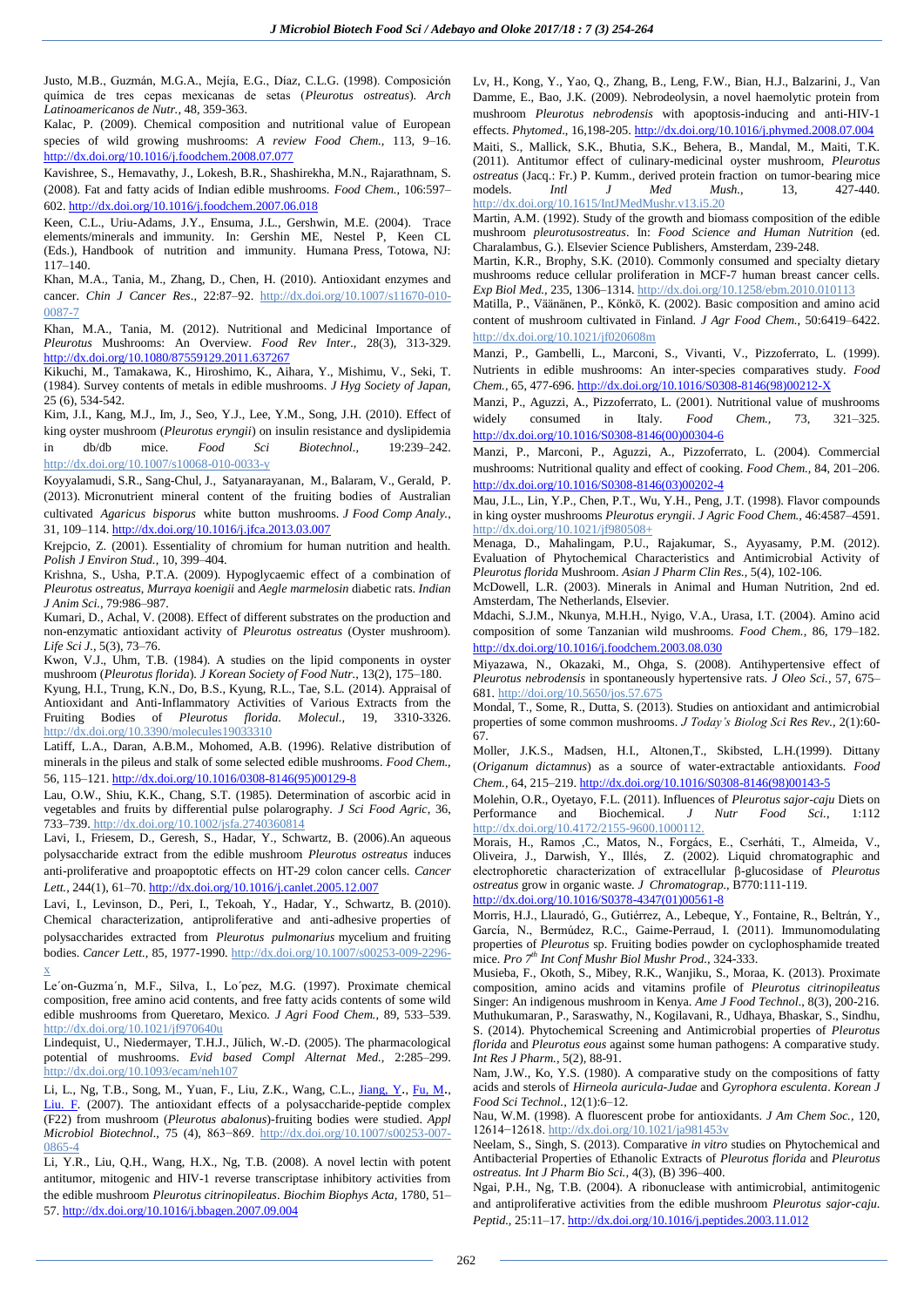Justo, M.B., Guzmán, M.G.A., Mejía, E.G., Díaz, C.L.G. (1998). Composición química de tres cepas mexicanas de setas (*Pleurotus ostreatus*). *Arch Latinoamericanos de Nutr.*, 48, 359-363.

Kalac, P. (2009). Chemical composition and nutritional value of European species of wild growing mushrooms: *A review Food Chem.*, 113, 9–16. http://dx.doi.org/10.1016/j.foodchem.2008.07.077

Kavishree, S., Hemavathy, J., Lokesh, B.R., Shashirekha, M.N., Rajarathnam, S. (2008). Fat and fatty acids of Indian edible mushrooms. *Food Chem.*, 106:597–602. http://dx.doi.org/10.1016/j.foodchem.2007.06.018

Keen, C.L., Uriu-Adams, J.Y., Ensuma, J.L., Gershwin, M.E. (2004). Trace elements/minerals and immunity. In: Gershin ME, Nestel P, Keen CL (Eds.), Handbook of nutrition and immunity. Humana Press, Totowa, NJ: 117–140.

Khan, M.A., Tania, M., Zhang, D., Chen, H. (2010). Antioxidant enzymes and cancer. *Chin J Cancer Res.*, 22:87–92. http://dx.doi.org/10.1007/s11670-010-0087-7

Khan, M.A., Tania, M. (2012). Nutritional and Medicinal Importance of *Pleurotus* Mushrooms: An Overview. *Food Rev Inter.*, 28(3), 313-329. http://dx.doi.org/10.1080/87559129.2011.637267

Kikuchi, M., Tamakawa, K., Hiroshimo, K., Aihara, Y., Mishimu, V., Seki, T. (1984). Survey contents of metals in edible mushrooms. *J Hyg Society of Japan*, 25 (6), 534-542.

Kim, J.I., Kang, M.J., Im, J., Seo, Y.J., Lee, Y.M., Song, J.H. (2010). Effect of king oyster mushroom (*Pleurotus eryngii*) on insulin resistance and dyslipidemia in db/db mice. *Food Sci Biotechnol.*, 19:239–242. http://dx.doi.org/10.1007/s10068-010-0033-y

Koyyalamudi, S.R., Sang-Chul, J., Satyanarayanan, M., Balaram, V., Gerald, P. (2013). Micronutrient mineral content of the fruiting bodies of Australian cultivated *Agaricus bisporus* white button mushrooms. *J Food Comp Analy.*, 31, 109–114. http://dx.doi.org/10.1016/j.jfca.2013.03.007

Krejpcio, Z. (2001). Essentiality of chromium for human nutrition and health. *Polish J Environ Stud.*, 10, 399–404.

Krishna, S., Usha, P.T.A. (2009). Hypoglycaemic effect of a combination of *Pleurotus ostreatus*, *Murraya koenigii* and *Aegle marmelosin* diabetic rats. *Indian J Anim Sci.*, 79:986–987.

Kumari, D., Achal, V. (2008). Effect of different substrates on the production and non-enzymatic antioxidant activity of *Pleurotus ostreatus* (Oyster mushroom). *Life Sci J.*, 5(3), 73–76.

Kwon, V.J., Uhm, T.B. (1984). A studies on the lipid components in oyster mushroom (*Pleurotus florida*). *J Korean Society of Food Nutr.*, 13(2), 175–180.

Kyung, H.I., Trung, K.N., Do, B.S., Kyung, R.L., Tae, S.L. (2014). Appraisal of Antioxidant and Anti-Inflammatory Activities of Various Extracts from the Fruiting Bodies of *Pleurotus florida*. *Molecul.*, 19, 3310-3326. http://dx.doi.org/10.3390/molecules19033310

Latiff, L.A., Daran, A.B.M., Mohomed, A.B. (1996). Relative distribution of minerals in the pileus and stalk of some selected edible mushrooms. *Food Chem.*, 56, 115–121. http://dx.doi.org/10.1016/0308-8146(95)00129-8

Lau, O.W., Shiu, K.K., Chang, S.T. (1985). Determination of ascorbic acid in vegetables and fruits by differential pulse polarography. *J Sci Food Agric*, 36, 733–739. http://dx.doi.org/10.1002/jsfa.2740360814

Lavi, I., Friesem, D., Geresh, S., Hadar, Y., Schwartz, B. (2006).An aqueous polysaccharide extract from the edible mushroom *Pleurotus ostreatus* induces anti-proliferative and proapoptotic effects on HT-29 colon cancer cells. *Cancer Lett.*, 244(1), 61–70. http://dx.doi.org/10.1016/j.canlet.2005.12.007

Lavi, I., Levinson, D., Peri, I., Tekoah, Y., Hadar, Y., Schwartz, B. (2010). Chemical characterization, antiproliferative and anti-adhesive properties of polysaccharides extracted from *Pleurotus pulmonarius* mycelium and fruiting bodies. *Cancer Lett.*, 85, 1977-1990. http://dx.doi.org/10.1007/s00253-009-2296-x

Le´on-Guzma´n, M.F., Silva, I., Lo´pez, M.G. (1997). Proximate chemical composition, free amino acid contents, and free fatty acids contents of some wild edible mushrooms from Queretaro, Mexico. *J Agri Food Chem.*, 89, 533–539. http://dx.doi.org/10.1021/jf970640u

Lindequist, U., Niedermayer, T.H.J., Jülich, W.-D. (2005). The pharmacological potential of mushrooms. *Evid based Compl Alternat Med.*, 2:285–299. http://dx.doi.org/10.1093/ecam/neh107

Li, L., Ng, T.B., Song, M., Yuan, F., Liu, Z.K., Wang, C.L., Jiang, Y., Fu, M., Liu, F. (2007). The antioxidant effects of a polysaccharide-peptide complex (F22) from mushroom (*Pleurotus abalonus*)-fruiting bodies were studied. *Appl Microbiol Biotechnol.*, 75 (4), 863−869. http://dx.doi.org/10.1007/s00253-007-0865-4

Li, Y.R., Liu, Q.H., Wang, H.X., Ng, T.B. (2008). A novel lectin with potent antitumor, mitogenic and HIV-1 reverse transcriptase inhibitory activities from the edible mushroom *Pleurotus citrinopileatus*. *Biochim Biophys Acta*, 1780, 51–57. http://dx.doi.org/10.1016/j.bbagen.2007.09.004

Lv, H., Kong, Y., Yao, Q., Zhang, B., Leng, F.W., Bian, H.J., Balzarini, J., Van Damme, E., Bao, J.K. (2009). Nebrodeolysin, a novel haemolytic protein from mushroom *Pleurotus nebrodensis* with apoptosis-inducing and anti-HIV-1 effects. *Phytomed.*, 16,198-205. http://dx.doi.org/10.1016/j.phymed.2008.07.004

Maiti, S., Mallick, S.K., Bhutia, S.K., Behera, B., Mandal, M., Maiti, T.K. (2011). Antitumor effect of culinary-medicinal oyster mushroom, *Pleurotus ostreatus* (Jacq.: Fr.) P. Kumm., derived protein fraction on tumor-bearing mice models. *Intl J Med Mush.*, 13, 427-440. http://dx.doi.org/10.1615/IntJMedMushr.v13.i5.20

Martin, A.M. (1992). Study of the growth and biomass composition of the edible mushroom *pleurotusostreatus*. In: *Food Science and Human Nutrition* (ed. Charalambus, G.). Elsevier Science Publishers, Amsterdam, 239-248.

Martin, K.R., Brophy, S.K. (2010). Commonly consumed and specialty dietary mushrooms reduce cellular proliferation in MCF-7 human breast cancer cells. *Exp Biol Med.*, 235, 1306–1314. http://dx.doi.org/10.1258/ebm.2010.010113

Matilla, P., Väänänen, P., Könkö, K. (2002). Basic composition and amino acid content of mushroom cultivated in Finland. *J Agr Food Chem.*, 50:6419–6422. http://dx.doi.org/10.1021/jf020608m

Manzi, P., Gambelli, L., Marconi, S., Vivanti, V., Pizzoferrato, L. (1999). Nutrients in edible mushrooms: An inter-species comparatives study. *Food Chem.*, 65, 477-696. http://dx.doi.org/10.1016/S0308-8146(98)00212-X

Manzi, P., Aguzzi, A., Pizzoferrato, L. (2001). Nutritional value of mushrooms widely consumed in Italy. *Food Chem.*, 73, 321–325. http://dx.doi.org/10.1016/S0308-8146(00)00304-6

Manzi, P., Marconi, P., Aguzzi, A., Pizzoferrato, L. (2004). Commercial mushrooms: Nutritional quality and effect of cooking. *Food Chem.*, 84, 201–206. http://dx.doi.org/10.1016/S0308-8146(03)00202-4

Mau, J.L., Lin, Y.P., Chen, P.T., Wu, Y.H., Peng, J.T. (1998). Flavor compounds in king oyster mushrooms *Pleurotus eryngii*. *J Agric Food Chem.*, 46:4587–4591. http://dx.doi.org/10.1021/jf980508+

Menaga, D., Mahalingam, P.U., Rajakumar, S., Ayyasamy, P.M. (2012). Evaluation of Phytochemical Characteristics and Antimicrobial Activity of *Pleurotus florida* Mushroom. *Asian J Pharm Clin Res.*, 5(4), 102-106.

McDowell, L.R. (2003). Minerals in Animal and Human Nutrition, 2nd ed. Amsterdam, The Netherlands, Elsevier.

Mdachi, S.J.M., Nkunya, M.H.H., Nyigo, V.A., Urasa, I.T. (2004). Amino acid composition of some Tanzanian wild mushrooms. *Food Chem.*, 86, 179–182. http://dx.doi.org/10.1016/j.foodchem.2003.08.030

Miyazawa, N., Okazaki, M., Ohga, S. (2008). Antihypertensive effect of *Pleurotus nebrodensis* in spontaneously hypertensive rats. *J Oleo Sci.*, 57, 675–681. http://doi.org/10.5650/jos.57.675

Mondal, T., Some, R., Dutta, S. (2013). Studies on antioxidant and antimicrobial properties of some common mushrooms. *J Today's Biolog Sci Res Rev.*, 2(1):60-67.

Moller, J.K.S., Madsen, H.I., Altonen,T., Skibsted, L.H.(1999). Dittany (*Origanum dictamnus*) as a source of water-extractable antioxidants. *Food Chem.*, 64, 215–219. http://dx.doi.org/10.1016/S0308-8146(98)00143-5

Molehin, O.R., Oyetayo, F.L. (2011). Influences of *Pleurotus sajor-caju* Diets on Performance and Biochemical. *J Nutr Food Sci.*, 1:112 http://dx.doi.org/10.4172/2155-9600.1000112.

Morais, H., Ramos ,C., Matos, N., Forgács, E., Cserháti, T., Almeida, V., Oliveira, J., Darwish, Y., Illés, Z. (2002). Liquid chromatographic and electrophoretic characterization of extracellular β-glucosidase of *Pleurotus ostreatus* grow in organic waste. *J Chromatograp.*, B770:111-119. http://dx.doi.org/10.1016/S0378-4347(01)00561-8

Morris, H.J., Llauradó, G., Gutiérrez, A., Lebeque, Y., Fontaine, R., Beltrán, Y., García, N., Bermúdez, R.C., Gaime-Perraud, I. (2011). Immunomodulating properties of *Pleurotus* sp. Fruiting bodies powder on cyclophosphamide treated mice. *Pro 7th Int Conf Mushr Biol Mushr Prod.*, 324-333.

Musieba, F., Okoth, S., Mibey, R.K., Wanjiku, S., Moraa, K. (2013). Proximate composition, amino acids and vitamins profile of *Pleurotus citrinopileatus* Singer: An indigenous mushroom in Kenya. *Ame J Food Technol.*, 8(3), 200-216.

Muthukumaran, P., Saraswathy, N., Kogilavani, R., Udhaya, Bhaskar, S., Sindhu, S. (2014). Phytochemical Screening and Antimicrobial properties of *Pleurotus florida* and *Pleurotus eous* against some human pathogens: A comparative study. *Int Res J Pharm.*, 5(2), 88-91.

Nam, J.W., Ko, Y.S. (1980). A comparative study on the compositions of fatty acids and sterols of *Hirneola auricula-Judae* and *Gyrophora esculenta*. *Korean J Food Sci Technol.*, 12(1):6–12.

Nau, W.M. (1998). A fluorescent probe for antioxidants. *J Am Chem Soc.*, 120, 12614−12618. http://dx.doi.org/10.1021/ja981453v

Neelam, S., Singh, S. (2013). Comparative *in vitro* studies on Phytochemical and Antibacterial Properties of Ethanolic Extracts of *Pleurotus florida* and *Pleurotus ostreatus*. *Int J Pharm Bio Sci.*, 4(3), (B) 396–400.

Ngai, P.H., Ng, T.B. (2004). A ribonuclease with antimicrobial, antimitogenic and antiproliferative activities from the edible mushroom *Pleurotus sajor-caju*. *Peptid.*, 25:11–17. http://dx.doi.org/10.1016/j.peptides.2003.11.012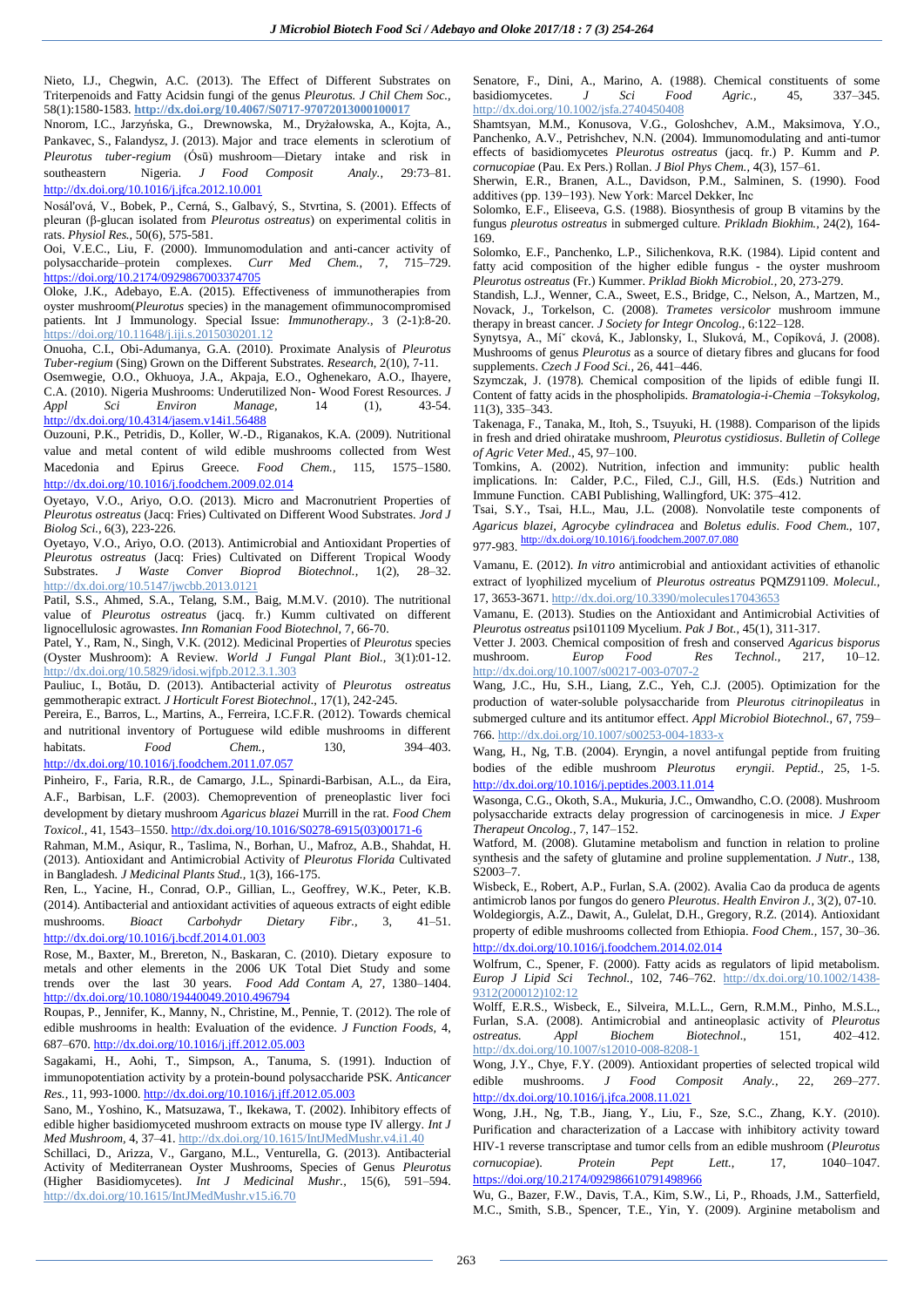Nieto, I.J., Chegwin, A.C. (2013). The Effect of Different Substrates on Triterpenoids and Fatty Acidsin fungi of the genus *Pleurotus*. *J Chil Chem Soc.*, 58(1):1580-1583. **http://dx.doi.org/10.4067/S0717-97072013000100017**

Nnorom, I.C., Jarzyńska, G., Drewnowska, M., Dryżałowska, A., Kojta, A., Pankavec, S., Falandysz, J. (2013). Major and trace elements in sclerotium of *Pleurotus tuber-regium* (Ósū) mushroom—Dietary intake and risk in southeastern Nigeria. *J Food Composit Analy.*, 29:73–81. http://dx.doi.org/10.1016/j.jfca.2012.10.001

Nosáľová, V., Bobek, P., Cerná, S., Galbavý, S., Stvrtina, S. (2001). Effects of pleuran (β-glucan isolated from *Pleurotus ostreatus*) on experimental colitis in rats. *Physiol Res.*, 50(6), 575-581.

Ooi, V.E.C., Liu, F. (2000). Immunomodulation and anti-cancer activity of polysaccharide–protein complexes. *Curr Med Chem.*, 7, 715–729. https://doi.org/10.2174/0929867003374705

Oloke, J.K., Adebayo, E.A. (2015). Effectiveness of immunotherapies from oyster mushroom(*Pleurotus* species) in the management ofimmunocompromised patients. Int J Immunology. Special Issue: *Immunotherapy.*, 3 (2-1):8-20. https://doi.org/10.11648/j.iji.s.2015030201.12

Onuoha, C.I., Obi-Adumanya, G.A. (2010). Proximate Analysis of *Pleurotus Tuber-regium* (Sing) Grown on the Different Substrates. *Research*, 2(10), 7-11.

Osemwegie, O.O., Okhuoya, J.A., Akpaja, E.O., Oghenekaro, A.O., Ihayere, C.A. (2010). Nigeria Mushrooms: Underutilized Non- Wood Forest Resources. *J Appl Sci Environ Manage*, 14 (1), 43-54. http://dx.doi.org/10.4314/jasem.v14i1.56488

Ouzouni, P.K., Petridis, D., Koller, W.-D., Riganakos, K.A. (2009). Nutritional value and metal content of wild edible mushrooms collected from West Macedonia and Epirus Greece. *Food Chem.*, 115, 1575–1580. http://dx.doi.org/10.1016/j.foodchem.2009.02.014

Oyetayo, V.O., Ariyo, O.O. (2013). Micro and Macronutrient Properties of *Pleurotus ostreatus* (Jacq: Fries) Cultivated on Different Wood Substrates. *Jord J Biolog Sci.*, 6(3), 223-226.

Oyetayo, V.O., Ariyo, O.O. (2013). Antimicrobial and Antioxidant Properties of *Pleurotus ostreatus* (Jacq: Fries) Cultivated on Different Tropical Woody Substrates. *J Waste Conver Bioprod Biotechnol.*, 1(2), 28–32. http://dx.doi.org/10.5147/jwcbb.2013.0121

Patil, S.S., Ahmed, S.A., Telang, S.M., Baig, M.M.V. (2010). The nutritional value of *Pleurotus ostreatus* (jacq. fr.) Kumm cultivated on different lignocellulosic agrowastes. *Inn Romanian Food Biotechnol*, 7, 66-70.

Patel, Y., Ram, N., Singh, V.K. (2012). Medicinal Properties of *Pleurotus* species (Oyster Mushroom): A Review. *World J Fungal Plant Biol.*, 3(1):01-12. http://dx.doi.org/10.5829/idosi.wjfpb.2012.3.1.303

Pauliuc, I., Botău, D. (2013). Antibacterial activity of *Pleurotus ostreatus* gemmotherapic extract. *J Horticult Forest Biotechnol.*, 17(1), 242-245.

Pereira, E., Barros, L., Martins, A., Ferreira, I.C.F.R. (2012). Towards chemical and nutritional inventory of Portuguese wild edible mushrooms in different habitats. *Food Chem.*, 130, 394–403. http://dx.doi.org/10.1016/j.foodchem.2011.07.057

Pinheiro, F., Faria, R.R., de Camargo, J.L., Spinardi-Barbisan, A.L., da Eira, A.F., Barbisan, L.F. (2003). Chemoprevention of preneoplastic liver foci development by dietary mushroom *Agaricus blazei* Murrill in the rat. *Food Chem Toxicol.*, 41, 1543–1550. http://dx.doi.org/10.1016/S0278-6915(03)00171-6

Rahman, M.M., Asiqur, R., Taslima, N., Borhan, U., Mafroz, A.B., Shahdat, H. (2013). Antioxidant and Antimicrobial Activity of *Pleurotus Florida* Cultivated in Bangladesh. *J Medicinal Plants Stud.*, 1(3), 166-175.

Ren, L., Yacine, H., Conrad, O.P., Gillian, L., Geoffrey, W.K., Peter, K.B. (2014). Antibacterial and antioxidant activities of aqueous extracts of eight edible mushrooms. *Bioact Carbohydr Dietary Fibr.*, 3, 41–51. http://dx.doi.org/10.1016/j.bcdf.2014.01.003

Rose, M., Baxter, M., Brereton, N., Baskaran, C. (2010). Dietary exposure to metals and other elements in the 2006 UK Total Diet Study and some trends over the last 30 years. *Food Add Contam A*, 27, 1380–1404. http://dx.doi.org/10.1080/19440049.2010.496794

Roupas, P., Jennifer, K., Manny, N., Christine, M., Pennie, T. (2012). The role of edible mushrooms in health: Evaluation of the evidence. *J Function Foods*, 4, 687–670. http://dx.doi.org/10.1016/j.jff.2012.05.003

Sagakami, H., Aohi, T., Simpson, A., Tanuma, S. (1991). Induction of immunopotentiation activity by a protein-bound polysaccharide PSK. *Anticancer Res.*, 11, 993-1000. http://dx.doi.org/10.1016/j.jff.2012.05.003

Sano, M., Yoshino, K., Matsuzawa, T., Ikekawa, T. (2002). Inhibitory effects of edible higher basidiomyceted mushroom extracts on mouse type IV allergy. *Int J Med Mushroom*, 4, 37–41. http://dx.doi.org/10.1615/IntJMedMushr.v4.i1.40

Schillaci, D., Arizza, V., Gargano, M.L., Venturella, G. (2013). Antibacterial Activity of Mediterranean Oyster Mushrooms, Species of Genus *Pleurotus* (Higher Basidiomycetes). *Int J Medicinal Mushr.*, 15(6), 591–594. http://dx.doi.org/10.1615/IntJMedMushr.v15.i6.70

Senatore, F., Dini, A., Marino, A. (1988). Chemical constituents of some basidiomycetes. *J Sci Food Agric.*, 45, 337–345. http://dx.doi.org/10.1002/jsfa.2740450408

Shamtsyan, M.M., Konusova, V.G., Goloshchev, A.M., Maksimova, Y.O., Panchenko, A.V., Petrishchev, N.N. (2004). Immunomodulating and anti-tumor effects of basidiomycetes *Pleurotus ostreatus* (jacq. fr.) P. Kumm and *P. cornucopiae* (Pau. Ex Pers.) Rollan. *J Biol Phys Chem.*, 4(3), 157–61.

Sherwin, E.R., Branen, A.L., Davidson, P.M., Salminen, S. (1990). Food additives (pp. 139−193). New York: Marcel Dekker, Inc

Solomko, E.F., Eliseeva, G.S. (1988). Biosynthesis of group B vitamins by the fungus *pleurotus ostreatus* in submerged culture. *Prikladn Biokhim.*, 24(2), 164-169.

Solomko, E.F., Panchenko, L.P., Silichenkova, R.K. (1984). Lipid content and fatty acid composition of the higher edible fungus - the oyster mushroom *Pleurotus ostreatus* (Fr.) Kummer. *Priklad Biokh Microbiol.*, 20, 273-279.

Standish, L.J., Wenner, C.A., Sweet, E.S., Bridge, C., Nelson, A., Martzen, M., Novack, J., Torkelson, C. (2008). *Trametes versicolor* mushroom immune therapy in breast cancer. *J Society for Integr Oncolog.*, 6:122–128.

Synytsya, A., Míˇ cková, K., Jablonsky, I., Sluková, M., Copíková, J. (2008). Mushrooms of genus *Pleurotus* as a source of dietary fibres and glucans for food supplements. *Czech J Food Sci.*, 26, 441–446.

Szymczak, J. (1978). Chemical composition of the lipids of edible fungi II. Content of fatty acids in the phospholipids. *Bramatologia-i-Chemia –Toksykolog*, 11(3), 335–343.

Takenaga, F., Tanaka, M., Itoh, S., Tsuyuki, H. (1988). Comparison of the lipids in fresh and dried ohiratake mushroom, *Pleurotus cystidiosus*. *Bulletin of College of Agric Veter Med.*, 45, 97–100.

Tomkins, A. (2002). Nutrition, infection and immunity: public health implications. In: Calder, P.C., Filed, C.J., Gill, H.S. (Eds.) Nutrition and Immune Function. CABI Publishing, Wallingford, UK: 375–412.

Tsai, S.Y., Tsai, H.L., Mau, J.L. (2008). Nonvolatile teste components of *Agaricus blazei*, *Agrocybe cylindracea* and *Boletus edulis*. *Food Chem.*, 107, 977-983. http://dx.doi.org/10.1016/j.foodchem.2007.07.080

Vamanu, E. (2012). *In vitro* antimicrobial and antioxidant activities of ethanolic extract of lyophilized mycelium of *Pleurotus ostreatus* PQMZ91109. *Molecul.*, 17, 3653-3671. http://dx.doi.org/10.3390/molecules17043653

Vamanu, E. (2013). Studies on the Antioxidant and Antimicrobial Activities of *Pleurotus ostreatus* psi101109 Mycelium. *Pak J Bot.*, 45(1), 311-317.

Vetter J. 2003. Chemical composition of fresh and conserved *Agaricus bisporus* mushroom. *Europ Food Res Technol.*, 217, 10–12. http://dx.doi.org/10.1007/s00217-003-0707-2

Wang, J.C., Hu, S.H., Liang, Z.C., Yeh, C.J. (2005). Optimization for the production of water-soluble polysaccharide from *Pleurotus citrinopileatus* in submerged culture and its antitumor effect. *Appl Microbiol Biotechnol.*, 67, 759–766. http://dx.doi.org/10.1007/s00253-004-1833-x

Wang, H., Ng, T.B. (2004). Eryngin, a novel antifungal peptide from fruiting bodies of the edible mushroom *Pleurotus eryngii*. *Peptid.*, 25, 1-5. http://dx.doi.org/10.1016/j.peptides.2003.11.014

Wasonga, C.G., Okoth, S.A., Mukuria, J.C., Omwandho, C.O. (2008). Mushroom polysaccharide extracts delay progression of carcinogenesis in mice. *J Exper Therapeut Oncolog.*, 7, 147–152.

Watford, M. (2008). Glutamine metabolism and function in relation to proline synthesis and the safety of glutamine and proline supplementation. *J Nutr.*, 138, S2003–7.

Wisbeck, E., Robert, A.P., Furlan, S.A. (2002). Avalia Cao da produca de agents antimicrob lanos por fungos do genero *Pleurotus*. *Health Environ J.*, 3(2), 07-10.

Woldegiorgis, A.Z., Dawit, A., Gulelat, D.H., Gregory, R.Z. (2014). Antioxidant property of edible mushrooms collected from Ethiopia. *Food Chem.*, 157, 30–36. http://dx.doi.org/10.1016/j.foodchem.2014.02.014

Wolfrum, C., Spener, F. (2000). Fatty acids as regulators of lipid metabolism. *Europ J Lipid Sci Technol.*, 102, 746–762. http://dx.doi.org/10.1002/1438-9312(200012)102:12

Wolff, E.R.S., Wisbeck, E., Silveira, M.L.L., Gern, R.M.M., Pinho, M.S.L., Furlan, S.A. (2008). Antimicrobial and antineoplasic activity of *Pleurotus ostreatus*. *Appl Biochem Biotechnol.*, 151, 402–412. http://dx.doi.org/10.1007/s12010-008-8208-1

Wong, J.Y., Chye, F.Y. (2009). Antioxidant properties of selected tropical wild edible mushrooms. *J Food Composit Analy.*, 22, 269–277. http://dx.doi.org/10.1016/j.jfca.2008.11.021

Wong, J.H., Ng, T.B., Jiang, Y., Liu, F., Sze, S.C., Zhang, K.Y. (2010). Purification and characterization of a Laccase with inhibitory activity toward HIV-1 reverse transcriptase and tumor cells from an edible mushroom (*Pleurotus cornucopiae*). *Protein Pept Lett.*, 17, 1040–1047. https://doi.org/10.2174/092986610791498966

Wu, G., Bazer, F.W., Davis, T.A., Kim, S.W., Li, P., Rhoads, J.M., Satterfield, M.C., Smith, S.B., Spencer, T.E., Yin, Y. (2009). Arginine metabolism and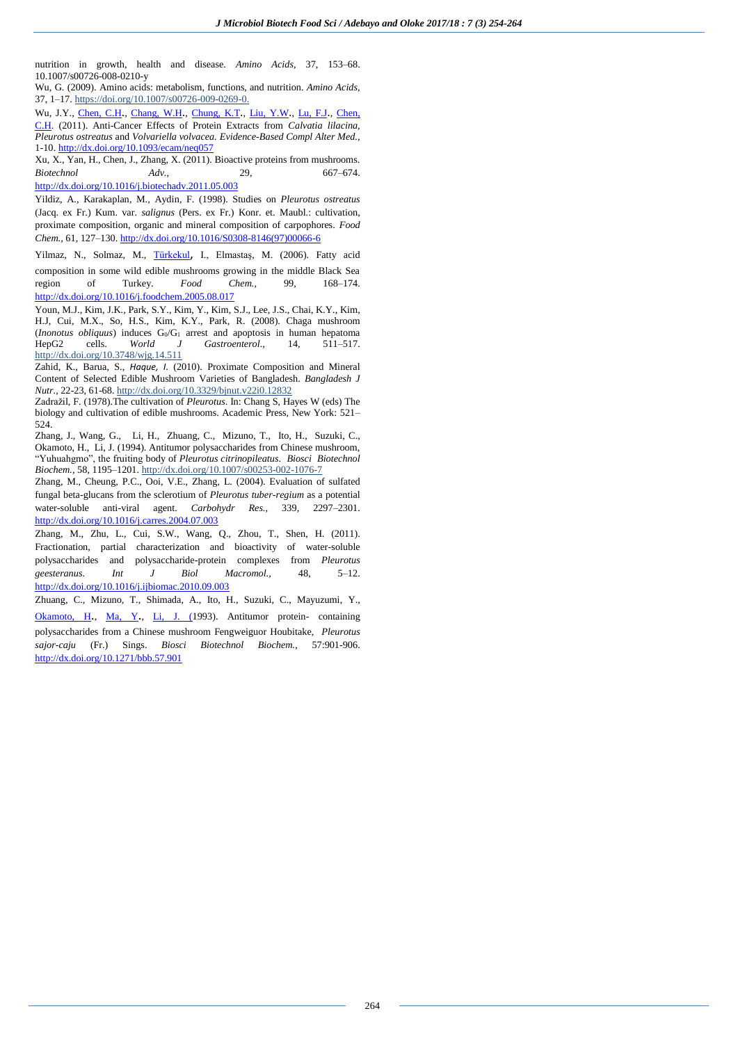nutrition in growth, health and disease. *Amino Acids*, 37, 153–68. 10.1007/s00726-008-0210-y

Wu, G. (2009). Amino acids: metabolism, functions, and nutrition. *Amino Acids*, 37, 1–17. https://doi.org/10.1007/s00726-009-0269-0.

Wu, J.Y., Chen, C.H., Chang, W.H., Chung, K.T., Liu, Y.W., Lu, F.J., Chen, C.H. (2011). Anti-Cancer Effects of Protein Extracts from *Calvatia lilacina*, *Pleurotus ostreatus* and *Volvariella volvacea*. *Evidence-Based Compl Alter Med.*, 1-10. http://dx.doi.org/10.1093/ecam/neq057

Xu, X., Yan, H., Chen, J., Zhang, X. (2011). Bioactive proteins from mushrooms. *Biotechnol Adv.*, 29, 667–674. http://dx.doi.org/10.1016/j.biotechadv.2011.05.003

Yildiz, A., Karakaplan, M., Aydin, F. (1998). Studies on *Pleurotus ostreatus* (Jacq. ex Fr.) Kum. var. *salignus* (Pers. ex Fr.) Konr. et. Maubl.: cultivation, proximate composition, organic and mineral composition of carpophores. *Food Chem.*, 61, 127–130. http://dx.doi.org/10.1016/S0308-8146(97)00066-6

Yilmaz, N., Solmaz, M., Türkekul, I., Elmastaş, M. (2006). Fatty acid composition in some wild edible mushrooms growing in the middle Black Sea region of Turkey. *Food Chem.*, 99, 168–174. http://dx.doi.org/10.1016/j.foodchem.2005.08.017

Youn, M.J., Kim, J.K., Park, S.Y., Kim, Y., Kim, S.J., Lee, J.S., Chai, K.Y., Kim, H.J, Cui, M.X., So, H.S., Kim, K.Y., Park, R. (2008). Chaga mushroom (*Inonotus obliquus*) induces $G_0/G_1$ arrest and apoptosis in human hepatoma HepG2 cells. *World J Gastroenterol.*, 14, 511–517. http://dx.doi.org/10.3748/wjg.14.511

Zahid, K., Barua, S., *Haque, I.* (2010). Proximate Composition and Mineral Content of Selected Edible Mushroom Varieties of Bangladesh. *Bangladesh J Nutr.*, 22-23, 61-68. http://dx.doi.org/10.3329/bjnut.v22i0.12832

Zadražil, F. (1978).The cultivation of *Pleurotus*. In: Chang S, Hayes W (eds) The biology and cultivation of edible mushrooms. Academic Press, New York: 521–524.

Zhang, J., Wang, G., Li, H., Zhuang, C., Mizuno, T., Ito, H., Suzuki, C., Okamoto, H., Li, J. (1994). Antitumor polysaccharides from Chinese mushroom, "Yuhuahgmo", the fruiting body of *Pleurotus citrinopileatus*. *Biosci Biotechnol Biochem.*, 58, 1195–1201. http://dx.doi.org/10.1007/s00253-002-1076-7

Zhang, M., Cheung, P.C., Ooi, V.E., Zhang, L. (2004). Evaluation of sulfated fungal beta-glucans from the sclerotium of *Pleurotus tuber-regium* as a potential water-soluble anti-viral agent. *Carbohydr Res.*, 339, 2297–2301. http://dx.doi.org/10.1016/j.carres.2004.07.003

Zhang, M., Zhu, L., Cui, S.W., Wang, Q., Zhou, T., Shen, H. (2011). Fractionation, partial characterization and bioactivity of water-soluble polysaccharides and polysaccharide-protein complexes from *Pleurotus geesteranus*. *Int J Biol Macromol.*, 48, 5–12. http://dx.doi.org/10.1016/j.ijbiomac.2010.09.003

Zhuang, C., Mizuno, T., Shimada, A., Ito, H., Suzuki, C., Mayuzumi, Y., Okamoto, H., Ma, Y., Li, J. (1993). Antitumor protein- containing polysaccharides from a Chinese mushroom Fengweiguor Houbitake, *Pleurotus sajor-caju* (Fr.) Sings. *Biosci Biotechnol Biochem.*, 57:901-906. http://dx.doi.org/10.1271/bbb.57.901